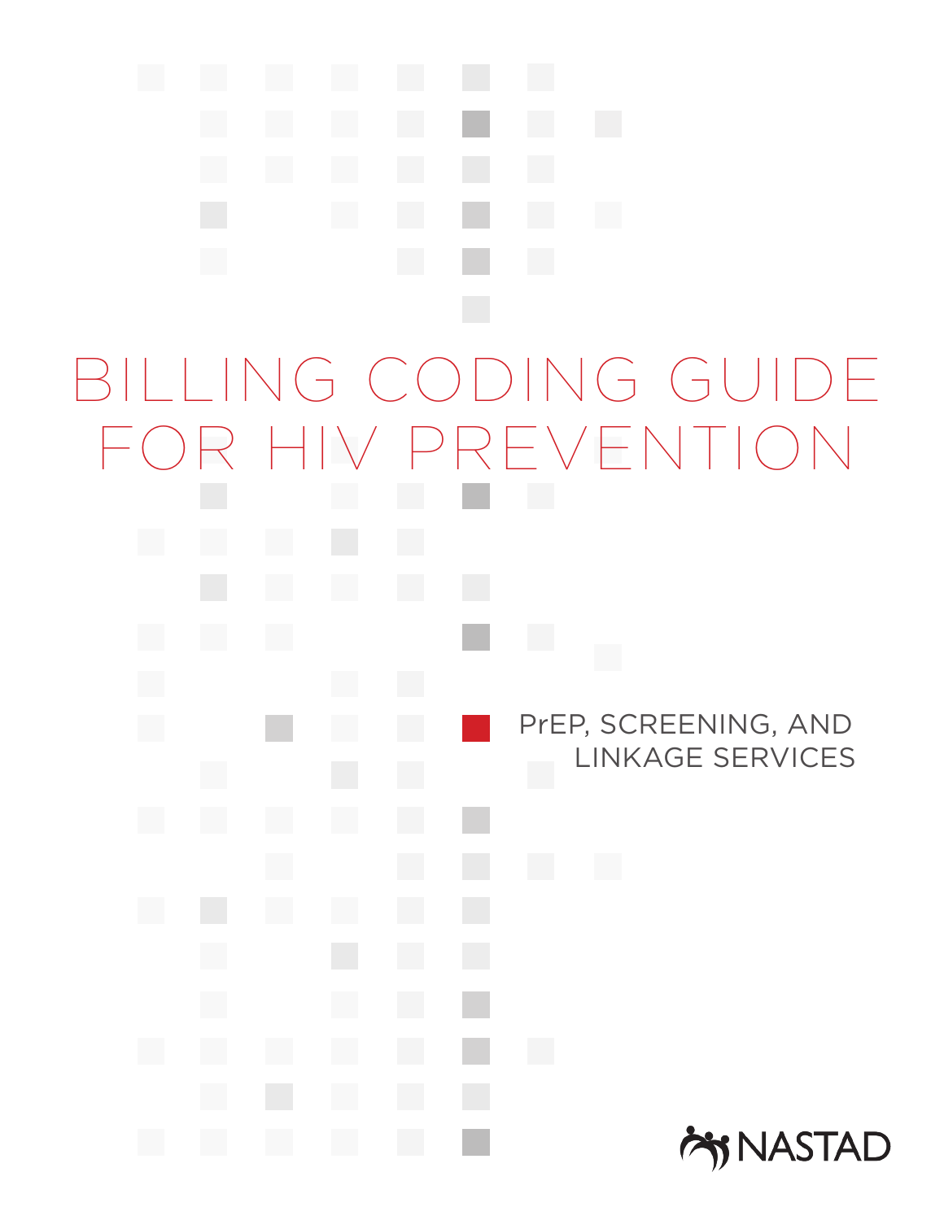# BILLING CODING GUIDE FOR HIV PREVENTION

## PrEP, SCREENING, AND LINKAGE SERVICES

NASTAD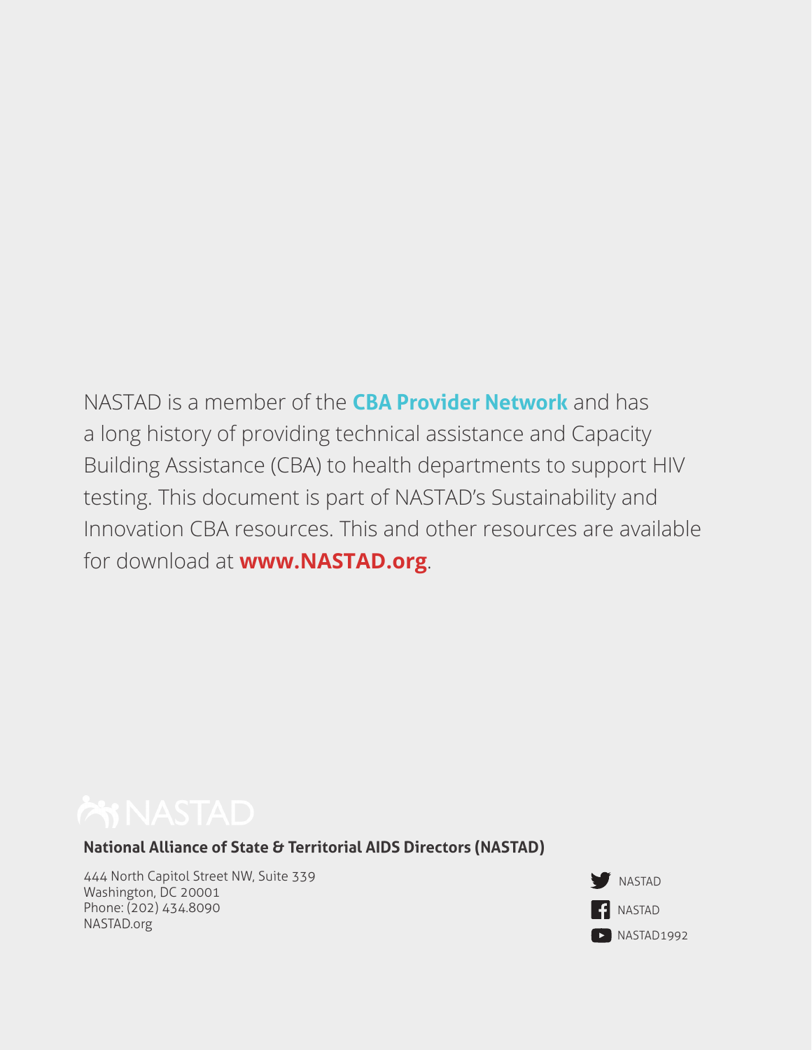NASTAD is a member of the **CBA Provider Network** and has a long history of providing technical assistance and Capacity Building Assistance (CBA) to health departments to support HIV testing. This document is part of NASTAD's Sustainability and Innovation CBA resources. This and other resources are available for download at **www.NASTAD.org**.

NASTAD

**National Alliance of State & Territorial AIDS Directors (NASTAD)**

444 North Capitol Street NW, Suite 339
Washington, DC 20001
Phone: (202) 434.8090
NASTAD.org

NASTAD
NASTAD
NASTAD1992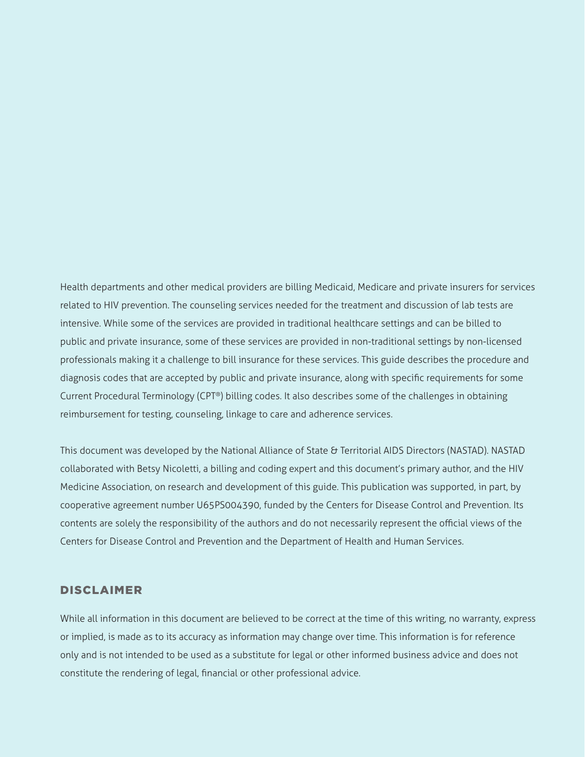Health departments and other medical providers are billing Medicaid, Medicare and private insurers for services related to HIV prevention. The counseling services needed for the treatment and discussion of lab tests are intensive. While some of the services are provided in traditional healthcare settings and can be billed to public and private insurance, some of these services are provided in non-traditional settings by non-licensed professionals making it a challenge to bill insurance for these services. This guide describes the procedure and diagnosis codes that are accepted by public and private insurance, along with specific requirements for some Current Procedural Terminology (CPT®) billing codes. It also describes some of the challenges in obtaining reimbursement for testing, counseling, linkage to care and adherence services.

This document was developed by the National Alliance of State & Territorial AIDS Directors (NASTAD). NASTAD collaborated with Betsy Nicoletti, a billing and coding expert and this document's primary author, and the HIV Medicine Association, on research and development of this guide. This publication was supported, in part, by cooperative agreement number U65PS004390, funded by the Centers for Disease Control and Prevention. Its contents are solely the responsibility of the authors and do not necessarily represent the official views of the Centers for Disease Control and Prevention and the Department of Health and Human Services.

## DISCLAIMER

While all information in this document are believed to be correct at the time of this writing, no warranty, express or implied, is made as to its accuracy as information may change over time. This information is for reference only and is not intended to be used as a substitute for legal or other informed business advice and does not constitute the rendering of legal, financial or other professional advice.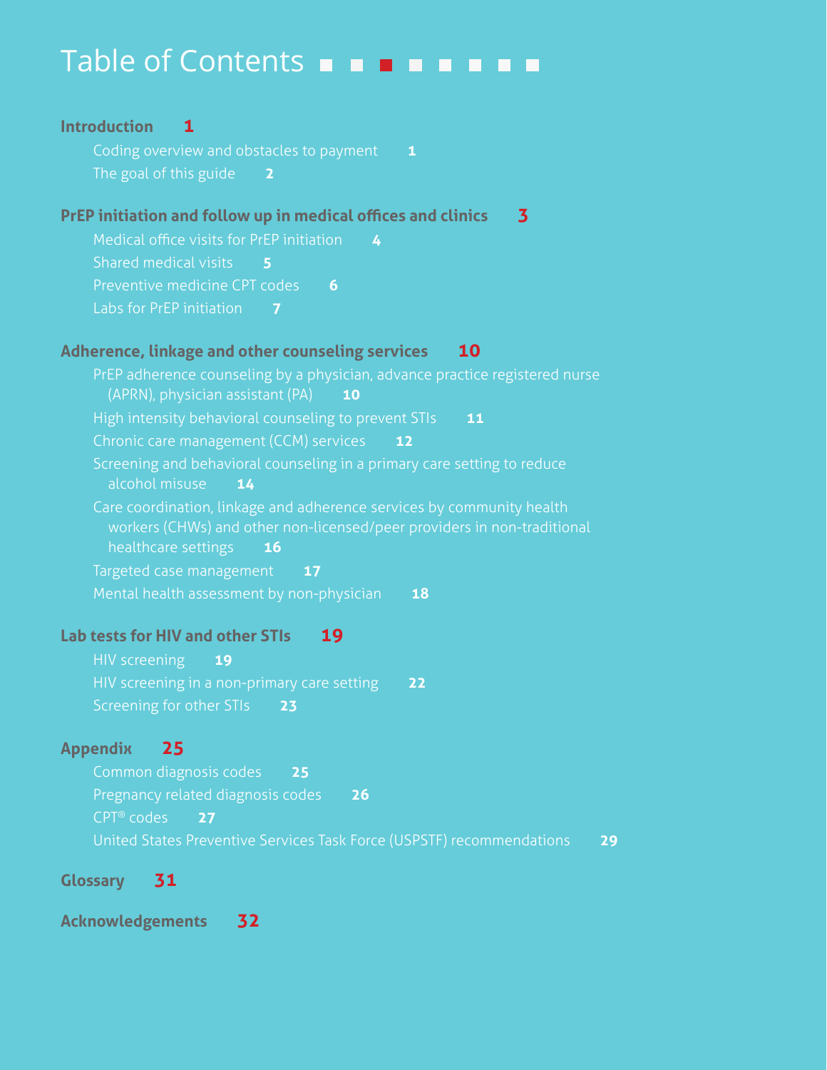# Table of Contents

**Introduction 1**

- Coding overview and obstacles to payment 1
- The goal of this guide 2

**PrEP initiation and follow up in medical offices and clinics 3**

- Medical office visits for PrEP initiation 4
- Shared medical visits 5
- Preventive medicine CPT codes 6
- Labs for PrEP initiation 7

**Adherence, linkage and other counseling services 10**

- PrEP adherence counseling by a physician, advance practice registered nurse (APRN), physician assistant (PA) 10
- High intensity behavioral counseling to prevent STIs 11
- Chronic care management (CCM) services 12
- Screening and behavioral counseling in a primary care setting to reduce alcohol misuse 14
- Care coordination, linkage and adherence services by community health workers (CHWs) and other non-licensed/peer providers in non-traditional healthcare settings 16
- Targeted case management 17
- Mental health assessment by non-physician 18

**Lab tests for HIV and other STIs 19**

- HIV screening 19
- HIV screening in a non-primary care setting 22
- Screening for other STIs 23

**Appendix 25**

- Common diagnosis codes 25
- Pregnancy related diagnosis codes 26
- CPT® codes 27
- United States Preventive Services Task Force (USPSTF) recommendations 29

**Glossary 31**

**Acknowledgements 32**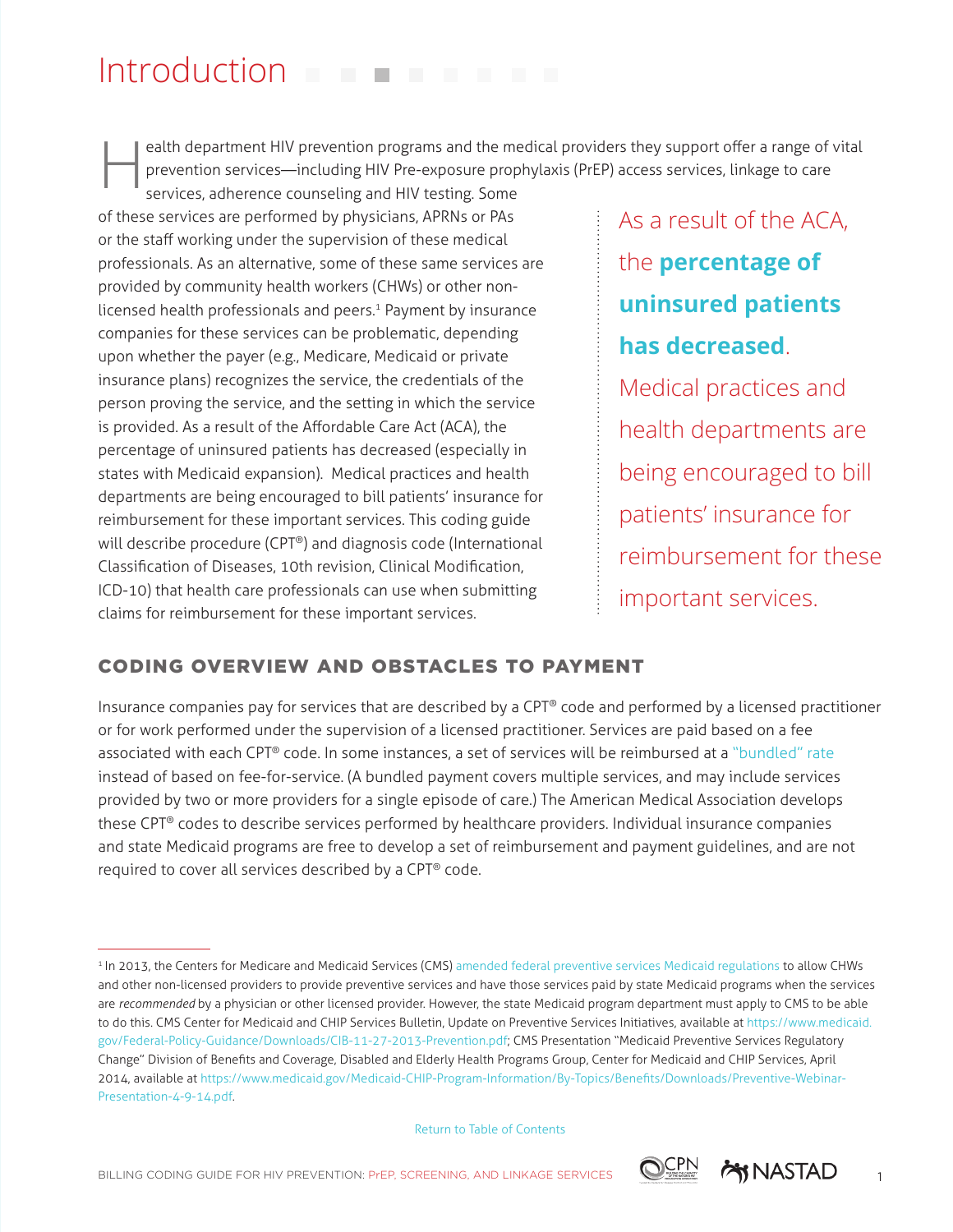# Introduction

Health department HIV prevention programs and the medical providers they support offer a range of vital prevention services—including HIV Pre-exposure prophylaxis (PrEP) access services, linkage to care services, adherence counseling and HIV testing. Some of these services are performed by physicians, APRNs or PAs or the staff working under the supervision of these medical professionals. As an alternative, some of these same services are provided by community health workers (CHWs) or other non-licensed health professionals and peers.[1] Payment by insurance companies for these services can be problematic, depending upon whether the payer (e.g., Medicare, Medicaid or private insurance plans) recognizes the service, the credentials of the person proving the service, and the setting in which the service is provided. As a result of the Affordable Care Act (ACA), the percentage of uninsured patients has decreased (especially in states with Medicaid expansion). Medical practices and health departments are being encouraged to bill patients' insurance for reimbursement for these important services. This coding guide will describe procedure (CPT®) and diagnosis code (International Classification of Diseases, 10th revision, Clinical Modification, ICD-10) that health care professionals can use when submitting claims for reimbursement for these important services.

> As a result of the ACA, the **percentage of uninsured patients has decreased**. Medical practices and health departments are being encouraged to bill patients' insurance for reimbursement for these important services.

## CODING OVERVIEW AND OBSTACLES TO PAYMENT

Insurance companies pay for services that are described by a CPT® code and performed by a licensed practitioner or for work performed under the supervision of a licensed practitioner. Services are paid based on a fee associated with each CPT® code. In some instances, a set of services will be reimbursed at a "bundled" rate instead of based on fee-for-service. (A bundled payment covers multiple services, and may include services provided by two or more providers for a single episode of care.) The American Medical Association develops these CPT® codes to describe services performed by healthcare providers. Individual insurance companies and state Medicaid programs are free to develop a set of reimbursement and payment guidelines, and are not required to cover all services described by a CPT® code.

---

[1] In 2013, the Centers for Medicare and Medicaid Services (CMS) amended federal preventive services Medicaid regulations to allow CHWs and other non-licensed providers to provide preventive services and have those services paid by state Medicaid programs when the services are *recommended* by a physician or other licensed provider. However, the state Medicaid program department must apply to CMS to be able to do this. CMS Center for Medicaid and CHIP Services Bulletin, Update on Preventive Services Initiatives, available at https://www.medicaid.gov/Federal-Policy-Guidance/Downloads/CIB-11-27-2013-Prevention.pdf; CMS Presentation "Medicaid Preventive Services Regulatory Change" Division of Benefits and Coverage, Disabled and Elderly Health Programs Group, Center for Medicaid and CHIP Services, April 2014, available at https://www.medicaid.gov/Medicaid-CHIP-Program-Information/By-Topics/Benefits/Downloads/Preventive-Webinar-Presentation-4-9-14.pdf.

Return to Table of Contents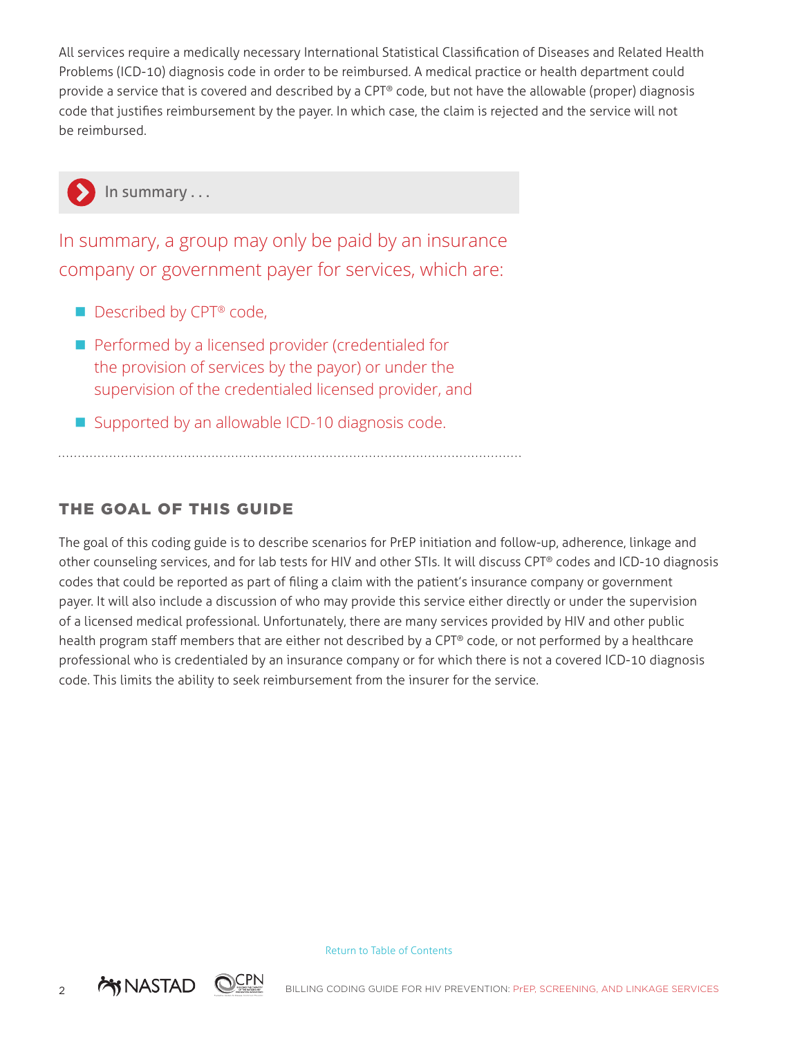All services require a medically necessary International Statistical Classification of Diseases and Related Health Problems (ICD-10) diagnosis code in order to be reimbursed. A medical practice or health department could provide a service that is covered and described by a CPT® code, but not have the allowable (proper) diagnosis code that justifies reimbursement by the payer. In which case, the claim is rejected and the service will not be reimbursed.

**In summary . . .**

In summary, a group may only be paid by an insurance company or government payer for services, which are:

- Described by CPT® code,
- Performed by a licensed provider (credentialed for the provision of services by the payor) or under the supervision of the credentialed licensed provider, and
- Supported by an allowable ICD-10 diagnosis code.

## THE GOAL OF THIS GUIDE

The goal of this coding guide is to describe scenarios for PrEP initiation and follow-up, adherence, linkage and other counseling services, and for lab tests for HIV and other STIs. It will discuss CPT® codes and ICD-10 diagnosis codes that could be reported as part of filing a claim with the patient's insurance company or government payer. It will also include a discussion of who may provide this service either directly or under the supervision of a licensed medical professional. Unfortunately, there are many services provided by HIV and other public health program staff members that are either not described by a CPT® code, or not performed by a healthcare professional who is credentialed by an insurance company or for which there is not a covered ICD-10 diagnosis code. This limits the ability to seek reimbursement from the insurer for the service.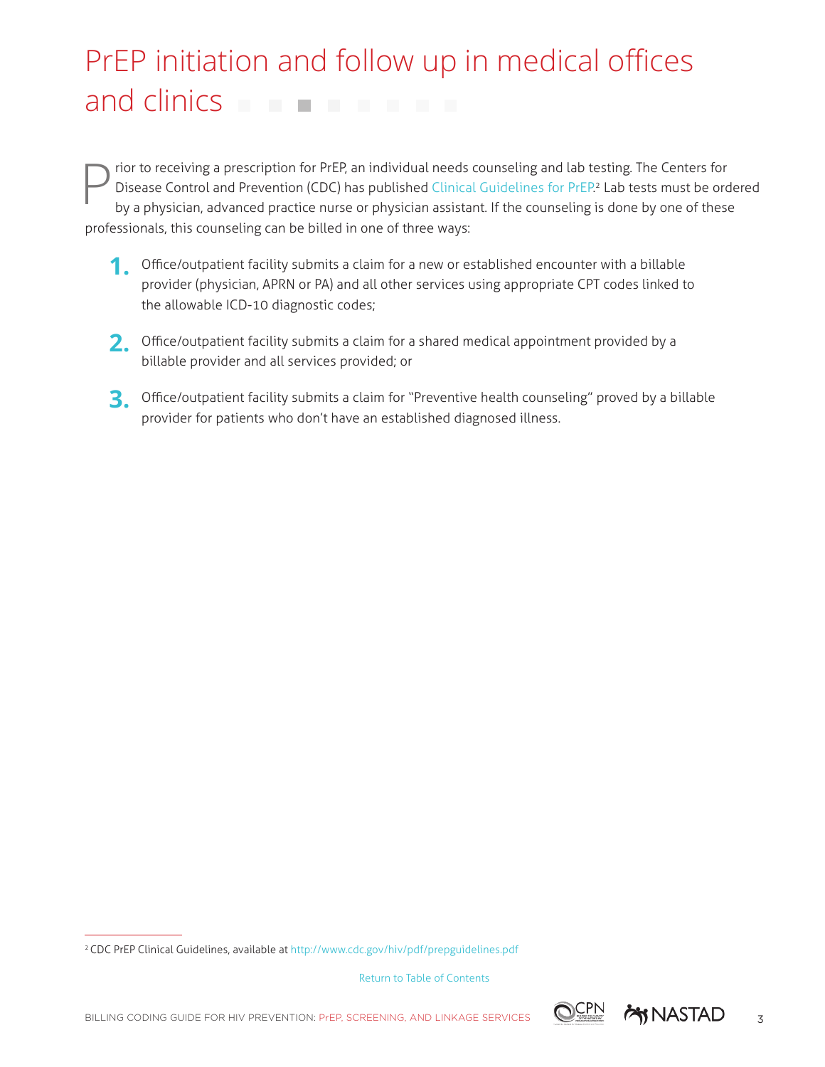# PrEP initiation and follow up in medical offices and clinics

Prior to receiving a prescription for PrEP, an individual needs counseling and lab testing. The Centers for Disease Control and Prevention (CDC) has published Clinical Guidelines for PrEP.[2] Lab tests must be ordered by a physician, advanced practice nurse or physician assistant. If the counseling is done by one of these professionals, this counseling can be billed in one of three ways:

1. Office/outpatient facility submits a claim for a new or established encounter with a billable provider (physician, APRN or PA) and all other services using appropriate CPT codes linked to the allowable ICD-10 diagnostic codes;
2. Office/outpatient facility submits a claim for a shared medical appointment provided by a billable provider and all services provided; or
3. Office/outpatient facility submits a claim for "Preventive health counseling" proved by a billable provider for patients who don't have an established diagnosed illness.

[2] CDC PrEP Clinical Guidelines, available at http://www.cdc.gov/hiv/pdf/prepguidelines.pdf

Return to Table of Contents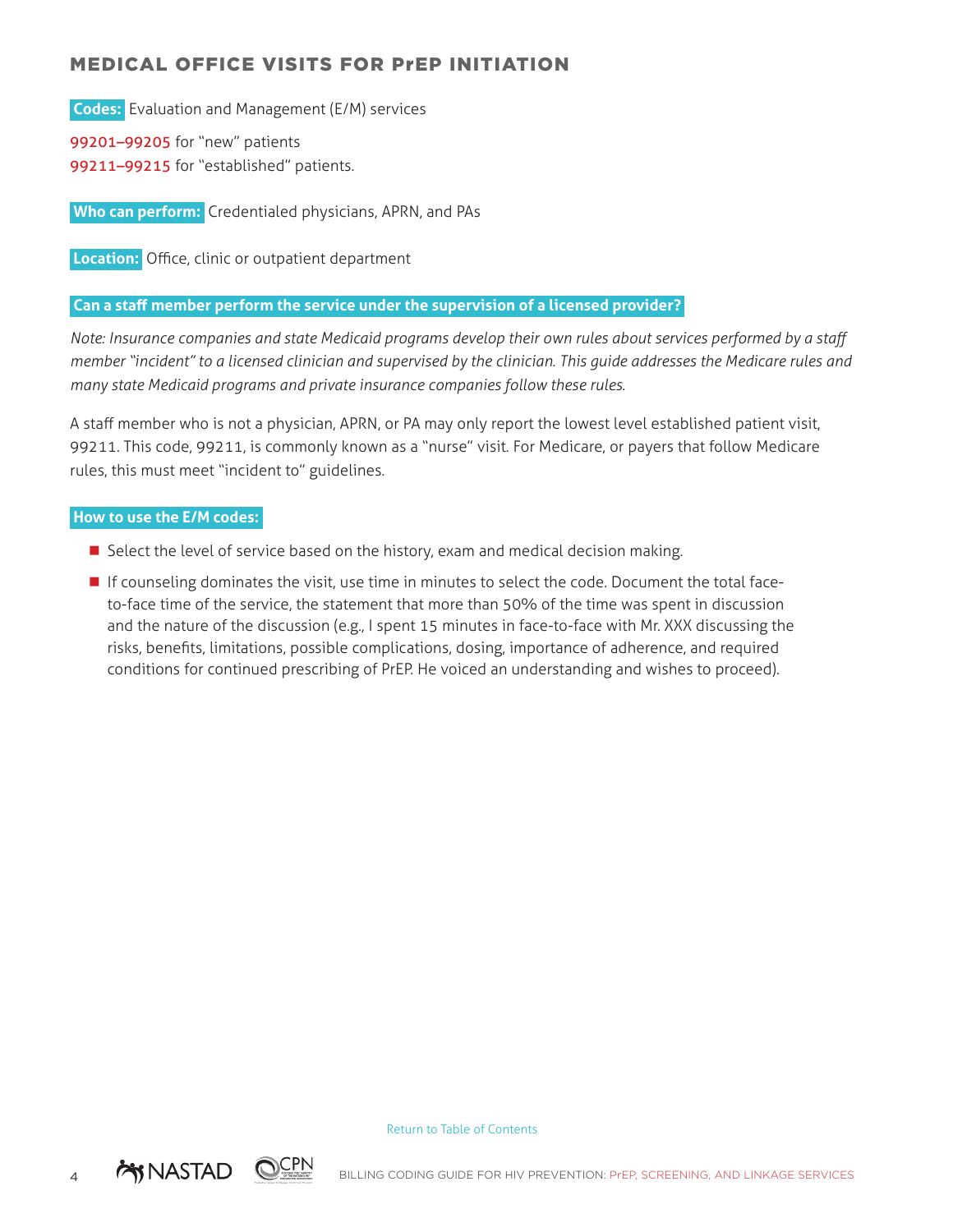## MEDICAL OFFICE VISITS FOR PrEP INITIATION

**Codes:** Evaluation and Management (E/M) services

99201–99205 for "new" patients
99211–99215 for "established" patients.

**Who can perform:** Credentialed physicians, APRN, and PAs

**Location:** Office, clinic or outpatient department

**Can a staff member perform the service under the supervision of a licensed provider?**

*Note: Insurance companies and state Medicaid programs develop their own rules about services performed by a staff member "incident" to a licensed clinician and supervised by the clinician. This guide addresses the Medicare rules and many state Medicaid programs and private insurance companies follow these rules.*

A staff member who is not a physician, APRN, or PA may only report the lowest level established patient visit, 99211. This code, 99211, is commonly known as a "nurse" visit. For Medicare, or payers that follow Medicare rules, this must meet "incident to" guidelines.

**How to use the E/M codes:**

- Select the level of service based on the history, exam and medical decision making.
- If counseling dominates the visit, use time in minutes to select the code. Document the total face-to-face time of the service, the statement that more than 50% of the time was spent in discussion and the nature of the discussion (e.g., I spent 15 minutes in face-to-face with Mr. XXX discussing the risks, benefits, limitations, possible complications, dosing, importance of adherence, and required conditions for continued prescribing of PrEP. He voiced an understanding and wishes to proceed).

Return to Table of Contents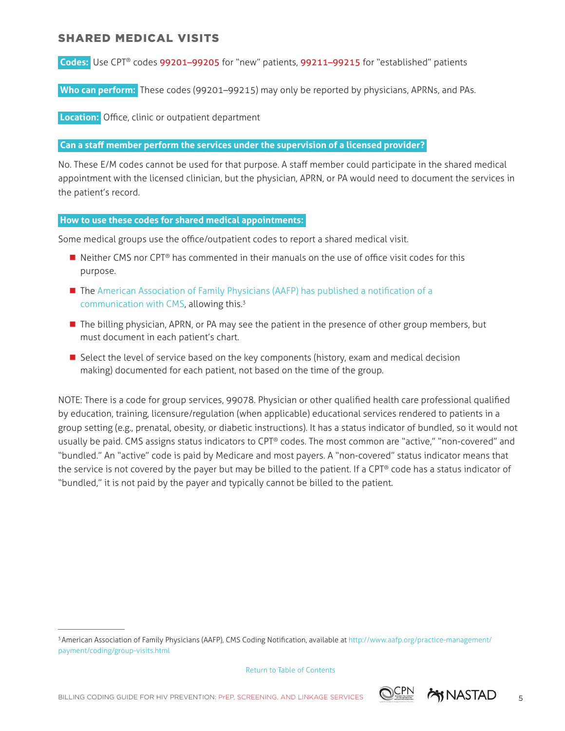## SHARED MEDICAL VISITS

**Codes:** Use CPT® codes 99201–99205 for "new" patients, 99211–99215 for "established" patients

**Who can perform:** These codes (99201–99215) may only be reported by physicians, APRNs, and PAs.

**Location:** Office, clinic or outpatient department

**Can a staff member perform the services under the supervision of a licensed provider?**

No. These E/M codes cannot be used for that purpose. A staff member could participate in the shared medical appointment with the licensed clinician, but the physician, APRN, or PA would need to document the services in the patient's record.

**How to use these codes for shared medical appointments:**

Some medical groups use the office/outpatient codes to report a shared medical visit.

- Neither CMS nor CPT® has commented in their manuals on the use of office visit codes for this purpose.
- The American Association of Family Physicians (AAFP) has published a notification of a communication with CMS, allowing this.[3]
- The billing physician, APRN, or PA may see the patient in the presence of other group members, but must document in each patient's chart.
- Select the level of service based on the key components (history, exam and medical decision making) documented for each patient, not based on the time of the group.

NOTE: There is a code for group services, 99078. Physician or other qualified health care professional qualified by education, training, licensure/regulation (when applicable) educational services rendered to patients in a group setting (e.g., prenatal, obesity, or diabetic instructions). It has a status indicator of bundled, so it would not usually be paid. CMS assigns status indicators to CPT® codes. The most common are "active," "non-covered" and "bundled." An "active" code is paid by Medicare and most payers. A "non-covered" status indicator means that the service is not covered by the payer but may be billed to the patient. If a CPT® code has a status indicator of "bundled," it is not paid by the payer and typically cannot be billed to the patient.

---

[3] American Association of Family Physicians (AAFP), CMS Coding Notification, available at http://www.aafp.org/practice-management/payment/coding/group-visits.html

Return to Table of Contents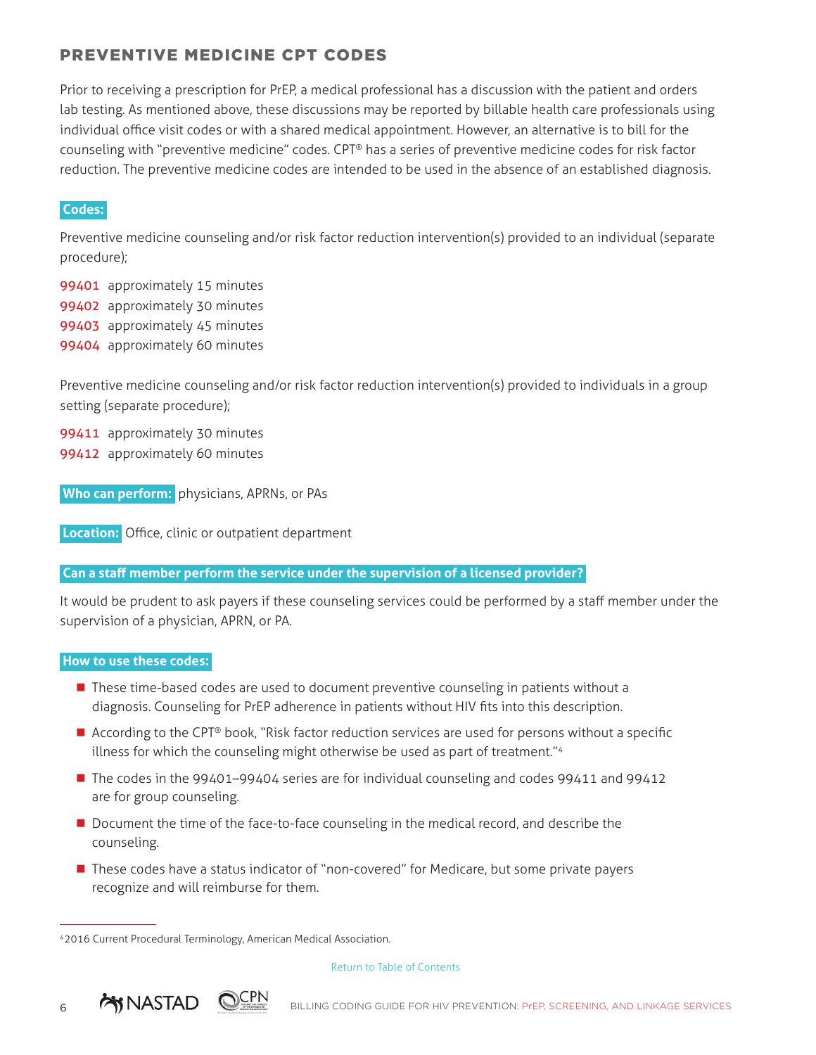## PREVENTIVE MEDICINE CPT CODES

Prior to receiving a prescription for PrEP, a medical professional has a discussion with the patient and orders lab testing. As mentioned above, these discussions may be reported by billable health care professionals using individual office visit codes or with a shared medical appointment. However, an alternative is to bill for the counseling with "preventive medicine" codes. CPT® has a series of preventive medicine codes for risk factor reduction. The preventive medicine codes are intended to be used in the absence of an established diagnosis.

**Codes:**

Preventive medicine counseling and/or risk factor reduction intervention(s) provided to an individual (separate procedure);

99401 approximately 15 minutes
99402 approximately 30 minutes
99403 approximately 45 minutes
99404 approximately 60 minutes

Preventive medicine counseling and/or risk factor reduction intervention(s) provided to individuals in a group setting (separate procedure);

99411 approximately 30 minutes
99412 approximately 60 minutes

**Who can perform:** physicians, APRNs, or PAs

**Location:** Office, clinic or outpatient department

**Can a staff member perform the service under the supervision of a licensed provider?**

It would be prudent to ask payers if these counseling services could be performed by a staff member under the supervision of a physician, APRN, or PA.

**How to use these codes:**

- These time-based codes are used to document preventive counseling in patients without a diagnosis. Counseling for PrEP adherence in patients without HIV fits into this description.
- According to the CPT® book, "Risk factor reduction services are used for persons without a specific illness for which the counseling might otherwise be used as part of treatment."[4]
- The codes in the 99401–99404 series are for individual counseling and codes 99411 and 99412 are for group counseling.
- Document the time of the face-to-face counseling in the medical record, and describe the counseling.
- These codes have a status indicator of "non-covered" for Medicare, but some private payers recognize and will reimburse for them.

[4] 2016 Current Procedural Terminology, American Medical Association.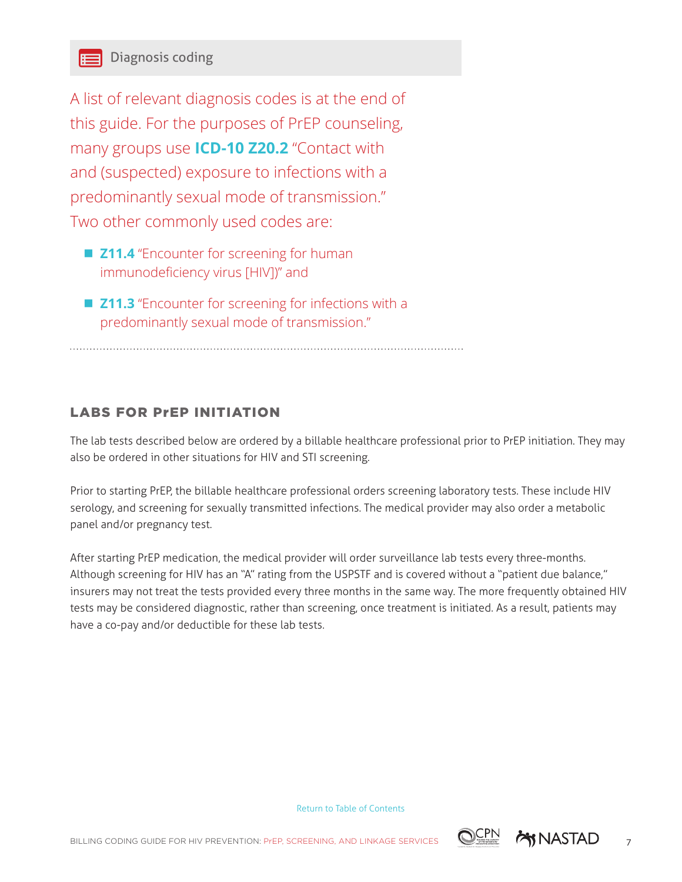### Diagnosis coding

A list of relevant diagnosis codes is at the end of this guide. For the purposes of PrEP counseling, many groups use **ICD-10 Z20.2** "Contact with and (suspected) exposure to infections with a predominantly sexual mode of transmission." Two other commonly used codes are:

- **Z11.4** "Encounter for screening for human immunodeficiency virus [HIV])" and
- **Z11.3** "Encounter for screening for infections with a predominantly sexual mode of transmission."

## LABS FOR PrEP INITIATION

The lab tests described below are ordered by a billable healthcare professional prior to PrEP initiation. They may also be ordered in other situations for HIV and STI screening.

Prior to starting PrEP, the billable healthcare professional orders screening laboratory tests. These include HIV serology, and screening for sexually transmitted infections. The medical provider may also order a metabolic panel and/or pregnancy test.

After starting PrEP medication, the medical provider will order surveillance lab tests every three-months. Although screening for HIV has an "A" rating from the USPSTF and is covered without a "patient due balance," insurers may not treat the tests provided every three months in the same way. The more frequently obtained HIV tests may be considered diagnostic, rather than screening, once treatment is initiated. As a result, patients may have a co-pay and/or deductible for these lab tests.

Return to Table of Contents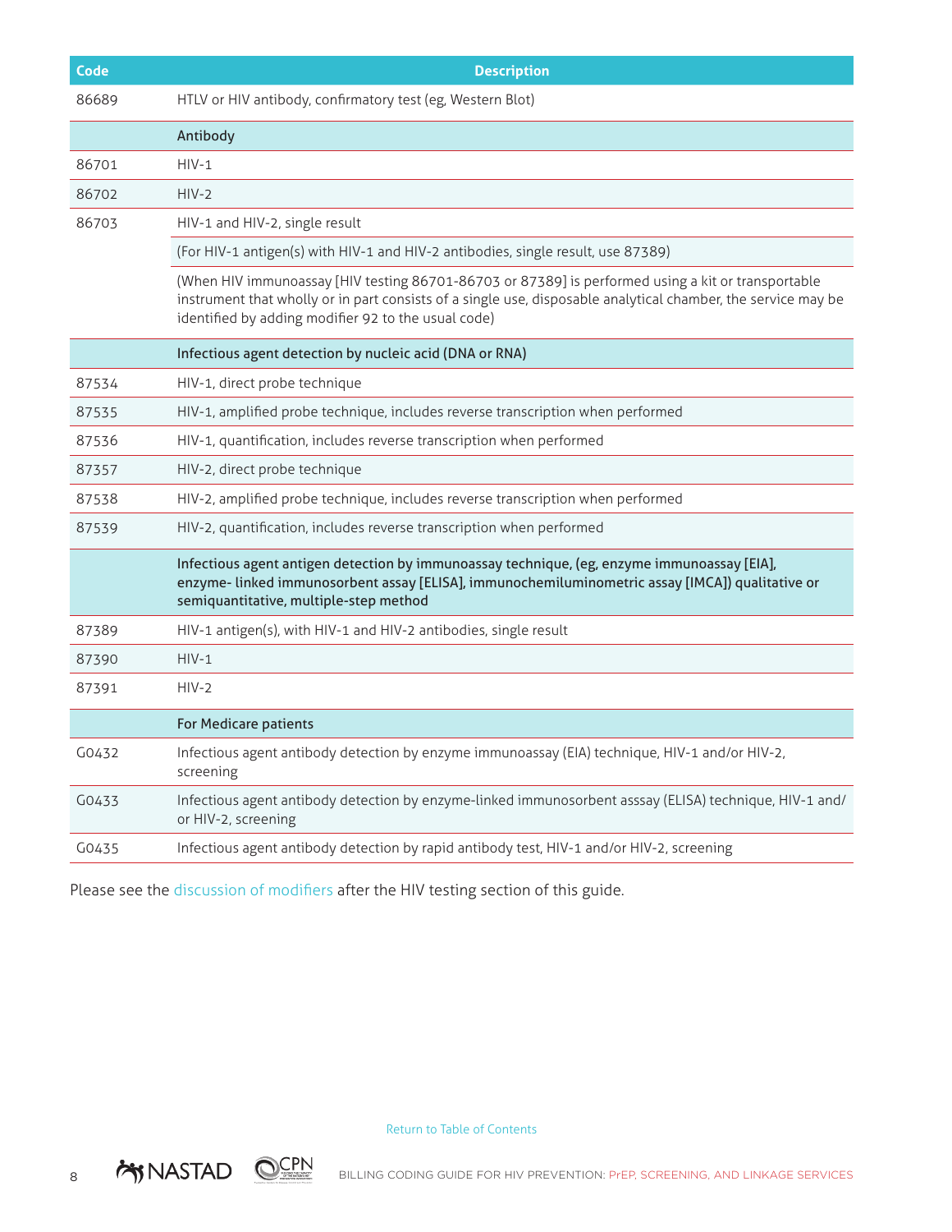| Code | Description |
|---|---|
| 86689 | HTLV or HIV antibody, confirmatory test (eg, Western Blot) |
| | **Antibody** |
| 86701 | HIV-1 |
| 86702 | HIV-2 |
| 86703 | HIV-1 and HIV-2, single result |
| | (For HIV-1 antigen(s) with HIV-1 and HIV-2 antibodies, single result, use 87389) |
| | (When HIV immunoassay [HIV testing 86701-86703 or 87389] is performed using a kit or transportable instrument that wholly or in part consists of a single use, disposable analytical chamber, the service may be identified by adding modifier 92 to the usual code) |
| | **Infectious agent detection by nucleic acid (DNA or RNA)** |
| 87534 | HIV-1, direct probe technique |
| 87535 | HIV-1, amplified probe technique, includes reverse transcription when performed |
| 87536 | HIV-1, quantification, includes reverse transcription when performed |
| 87357 | HIV-2, direct probe technique |
| 87538 | HIV-2, amplified probe technique, includes reverse transcription when performed |
| 87539 | HIV-2, quantification, includes reverse transcription when performed |
| | **Infectious agent antigen detection by immunoassay technique, (eg, enzyme immunoassay [EIA], enzyme- linked immunosorbent assay [ELISA], immunochemiluminometric assay [IMCA]) qualitative or semiquantitative, multiple-step method** |
| 87389 | HIV-1 antigen(s), with HIV-1 and HIV-2 antibodies, single result |
| 87390 | HIV-1 |
| 87391 | HIV-2 |
| | **For Medicare patients** |
| G0432 | Infectious agent antibody detection by enzyme immunoassay (EIA) technique, HIV-1 and/or HIV-2, screening |
| G0433 | Infectious agent antibody detection by enzyme-linked immunosorbent asssay (ELISA) technique, HIV-1 and/or HIV-2, screening |
| G0435 | Infectious agent antibody detection by rapid antibody test, HIV-1 and/or HIV-2, screening |

Please see the discussion of modifiers after the HIV testing section of this guide.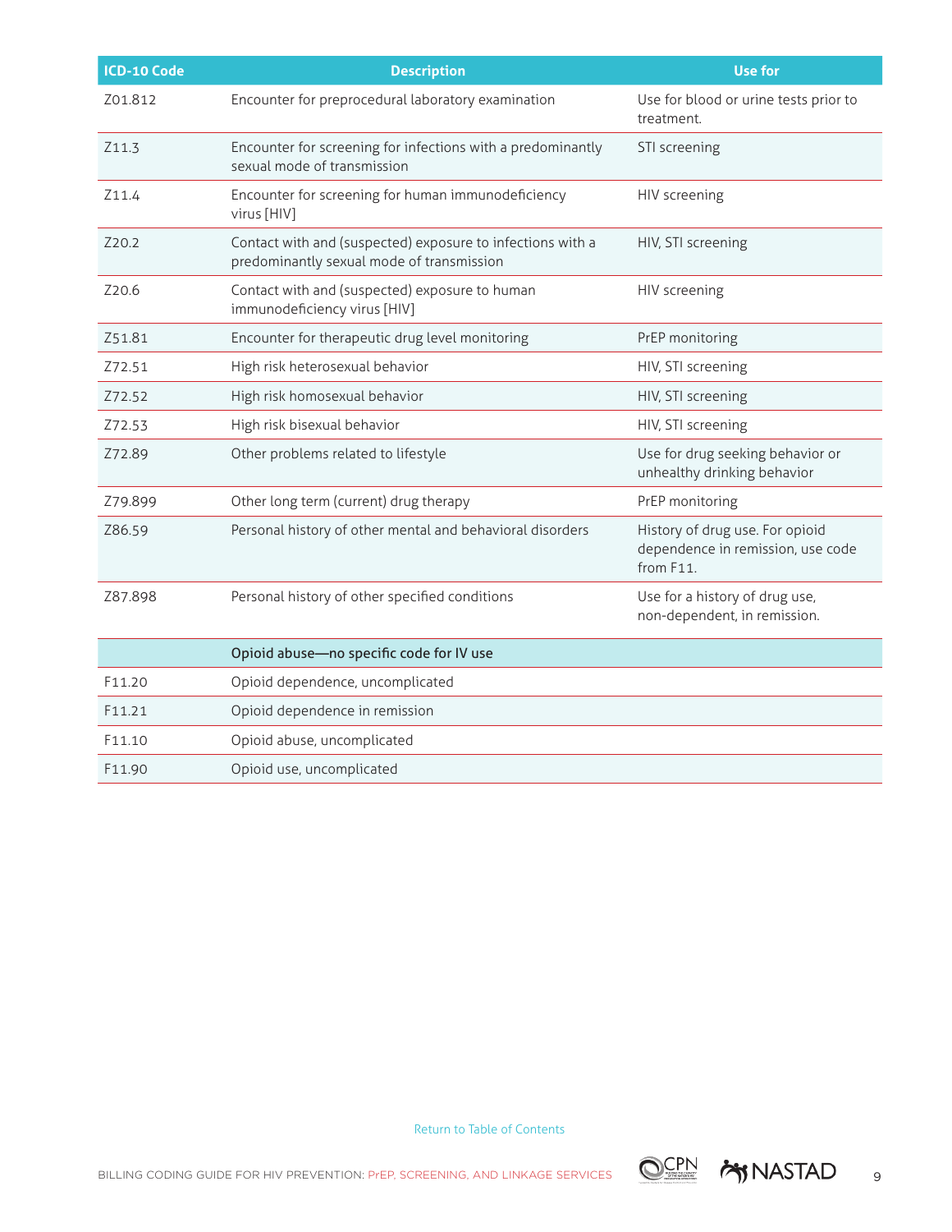| ICD-10 Code | Description | Use for |
|---|---|---|
| Z01.812 | Encounter for preprocedural laboratory examination | Use for blood or urine tests prior to treatment. |
| Z11.3 | Encounter for screening for infections with a predominantly sexual mode of transmission | STI screening |
| Z11.4 | Encounter for screening for human immunodeficiency virus [HIV] | HIV screening |
| Z20.2 | Contact with and (suspected) exposure to infections with a predominantly sexual mode of transmission | HIV, STI screening |
| Z20.6 | Contact with and (suspected) exposure to human immunodeficiency virus [HIV] | HIV screening |
| Z51.81 | Encounter for therapeutic drug level monitoring | PrEP monitoring |
| Z72.51 | High risk heterosexual behavior | HIV, STI screening |
| Z72.52 | High risk homosexual behavior | HIV, STI screening |
| Z72.53 | High risk bisexual behavior | HIV, STI screening |
| Z72.89 | Other problems related to lifestyle | Use for drug seeking behavior or unhealthy drinking behavior |
| Z79.899 | Other long term (current) drug therapy | PrEP monitoring |
| Z86.59 | Personal history of other mental and behavioral disorders | History of drug use. For opioid dependence in remission, use code from F11. |
| Z87.898 | Personal history of other specified conditions | Use for a history of drug use, non-dependent, in remission. |
| | **Opioid abuse—no specific code for IV use** | |
| F11.20 | Opioid dependence, uncomplicated | |
| F11.21 | Opioid dependence in remission | |
| F11.10 | Opioid abuse, uncomplicated | |
| F11.90 | Opioid use, uncomplicated | |

Return to Table of Contents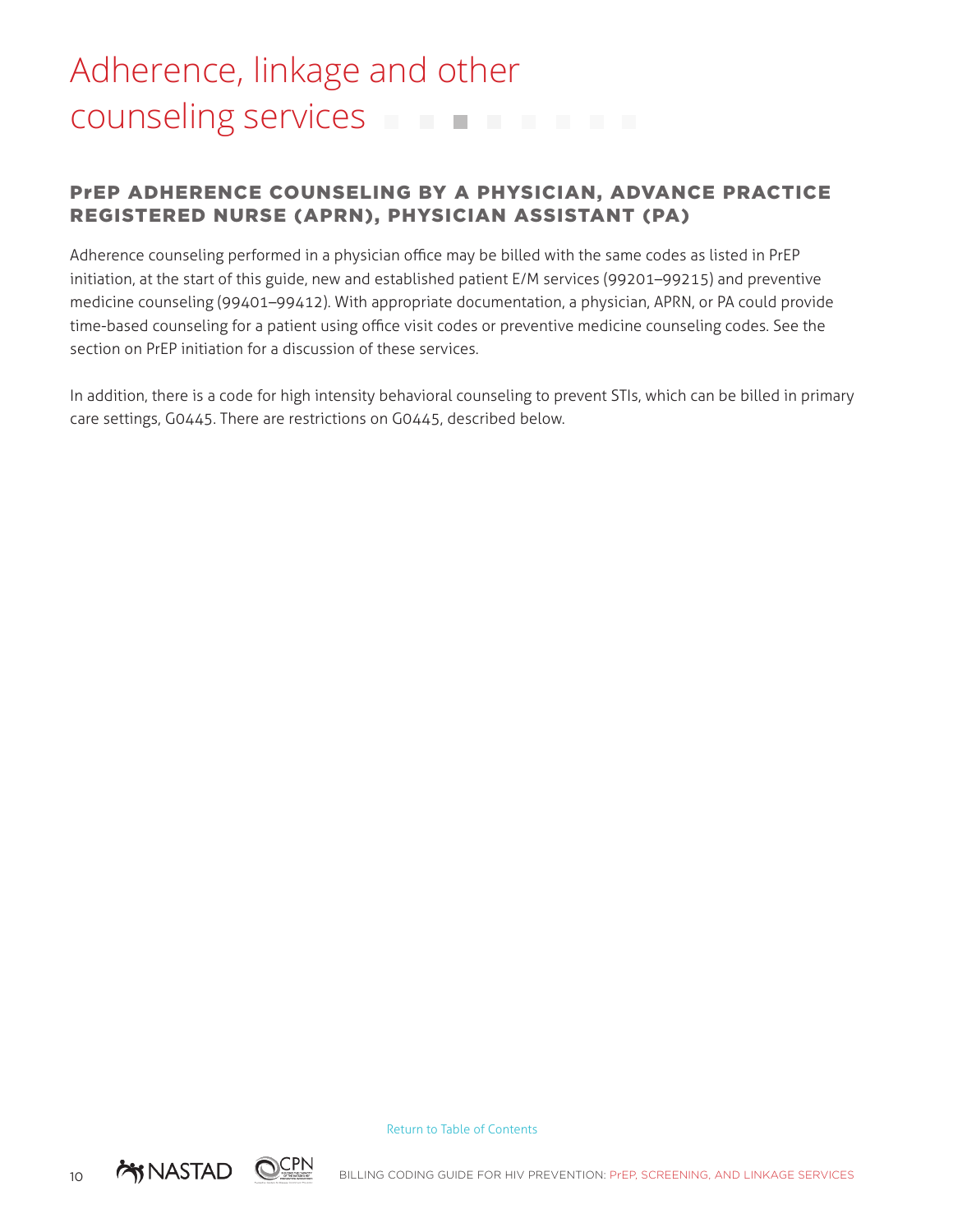# Adherence, linkage and other counseling services

## PrEP ADHERENCE COUNSELING BY A PHYSICIAN, ADVANCE PRACTICE REGISTERED NURSE (APRN), PHYSICIAN ASSISTANT (PA)

Adherence counseling performed in a physician office may be billed with the same codes as listed in PrEP initiation, at the start of this guide, new and established patient E/M services (99201–99215) and preventive medicine counseling (99401–99412). With appropriate documentation, a physician, APRN, or PA could provide time-based counseling for a patient using office visit codes or preventive medicine counseling codes. See the section on PrEP initiation for a discussion of these services.

In addition, there is a code for high intensity behavioral counseling to prevent STIs, which can be billed in primary care settings, G0445. There are restrictions on G0445, described below.

Return to Table of Contents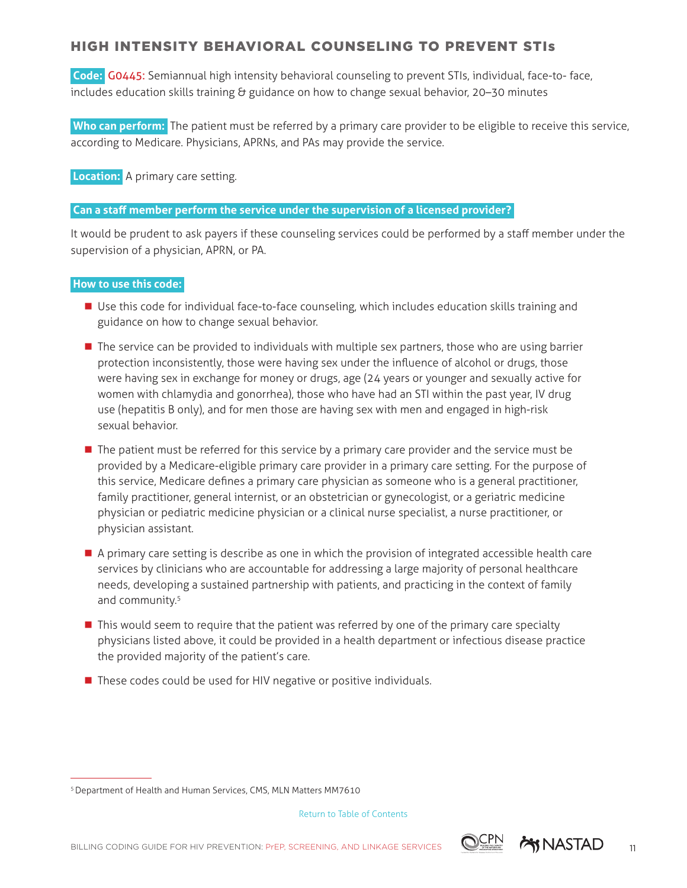## HIGH INTENSITY BEHAVIORAL COUNSELING TO PREVENT STIs

**Code:** G0445: Semiannual high intensity behavioral counseling to prevent STIs, individual, face-to- face, includes education skills training & guidance on how to change sexual behavior, 20–30 minutes

**Who can perform:** The patient must be referred by a primary care provider to be eligible to receive this service, according to Medicare. Physicians, APRNs, and PAs may provide the service.

**Location:** A primary care setting.

**Can a staff member perform the service under the supervision of a licensed provider?**

It would be prudent to ask payers if these counseling services could be performed by a staff member under the supervision of a physician, APRN, or PA.

**How to use this code:**

- Use this code for individual face-to-face counseling, which includes education skills training and guidance on how to change sexual behavior.
- The service can be provided to individuals with multiple sex partners, those who are using barrier protection inconsistently, those were having sex under the influence of alcohol or drugs, those were having sex in exchange for money or drugs, age (24 years or younger and sexually active for women with chlamydia and gonorrhea), those who have had an STI within the past year, IV drug use (hepatitis B only), and for men those are having sex with men and engaged in high-risk sexual behavior.
- The patient must be referred for this service by a primary care provider and the service must be provided by a Medicare-eligible primary care provider in a primary care setting. For the purpose of this service, Medicare defines a primary care physician as someone who is a general practitioner, family practitioner, general internist, or an obstetrician or gynecologist, or a geriatric medicine physician or pediatric medicine physician or a clinical nurse specialist, a nurse practitioner, or physician assistant.
- A primary care setting is describe as one in which the provision of integrated accessible health care services by clinicians who are accountable for addressing a large majority of personal healthcare needs, developing a sustained partnership with patients, and practicing in the context of family and community.[5]
- This would seem to require that the patient was referred by one of the primary care specialty physicians listed above, it could be provided in a health department or infectious disease practice the provided majority of the patient's care.
- These codes could be used for HIV negative or positive individuals.

[5] Department of Health and Human Services, CMS, MLN Matters MM7610

Return to Table of Contents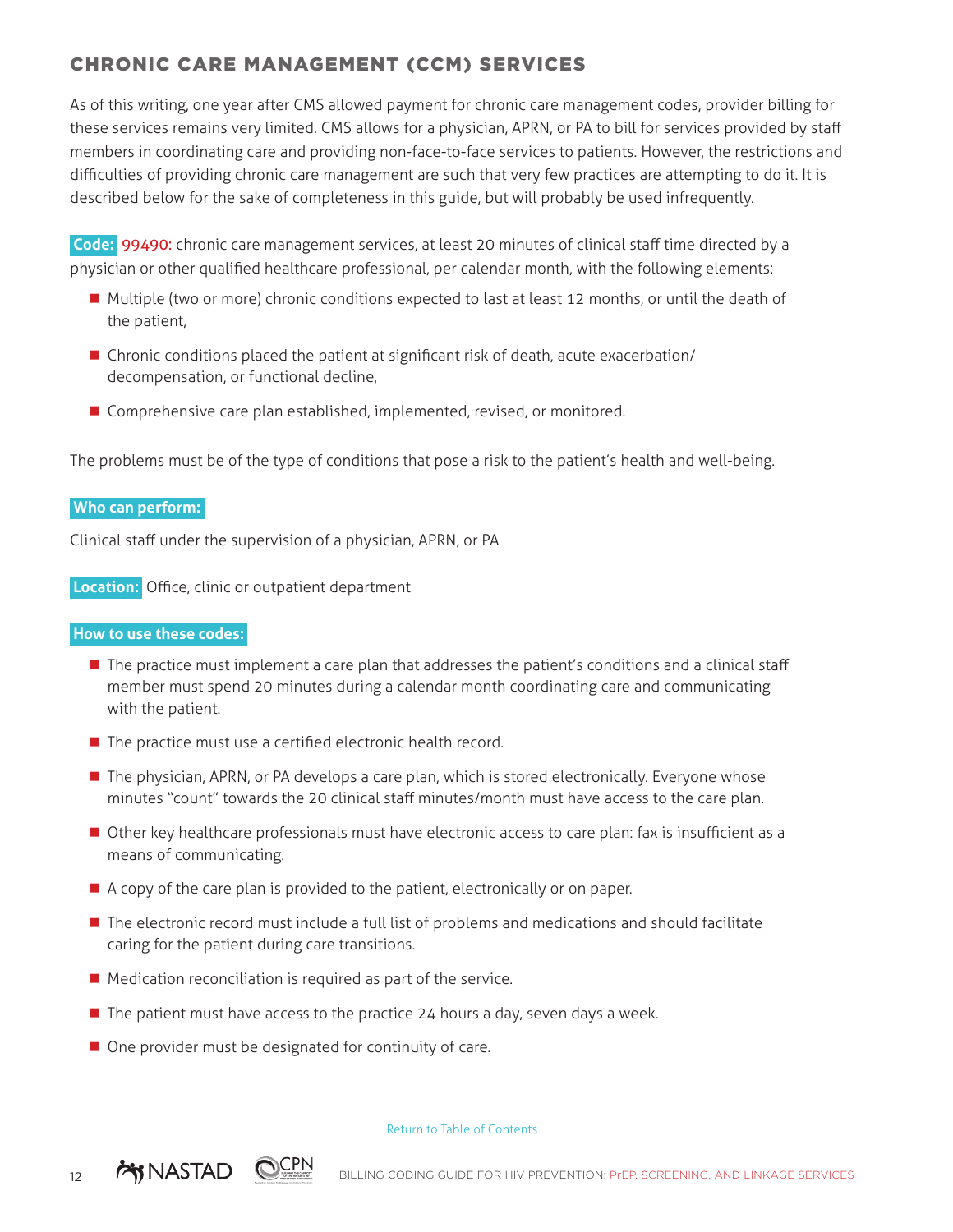## CHRONIC CARE MANAGEMENT (CCM) SERVICES

As of this writing, one year after CMS allowed payment for chronic care management codes, provider billing for these services remains very limited. CMS allows for a physician, APRN, or PA to bill for services provided by staff members in coordinating care and providing non-face-to-face services to patients. However, the restrictions and difficulties of providing chronic care management are such that very few practices are attempting to do it. It is described below for the sake of completeness in this guide, but will probably be used infrequently.

**Code:** 99490: chronic care management services, at least 20 minutes of clinical staff time directed by a physician or other qualified healthcare professional, per calendar month, with the following elements:

- Multiple (two or more) chronic conditions expected to last at least 12 months, or until the death of the patient,
- Chronic conditions placed the patient at significant risk of death, acute exacerbation/decompensation, or functional decline,
- Comprehensive care plan established, implemented, revised, or monitored.

The problems must be of the type of conditions that pose a risk to the patient's health and well-being.

**Who can perform:**

Clinical staff under the supervision of a physician, APRN, or PA

**Location:** Office, clinic or outpatient department

**How to use these codes:**

- The practice must implement a care plan that addresses the patient's conditions and a clinical staff member must spend 20 minutes during a calendar month coordinating care and communicating with the patient.
- The practice must use a certified electronic health record.
- The physician, APRN, or PA develops a care plan, which is stored electronically. Everyone whose minutes "count" towards the 20 clinical staff minutes/month must have access to the care plan.
- Other key healthcare professionals must have electronic access to care plan: fax is insufficient as a means of communicating.
- A copy of the care plan is provided to the patient, electronically or on paper.
- The electronic record must include a full list of problems and medications and should facilitate caring for the patient during care transitions.
- Medication reconciliation is required as part of the service.
- The patient must have access to the practice 24 hours a day, seven days a week.
- One provider must be designated for continuity of care.

Return to Table of Contents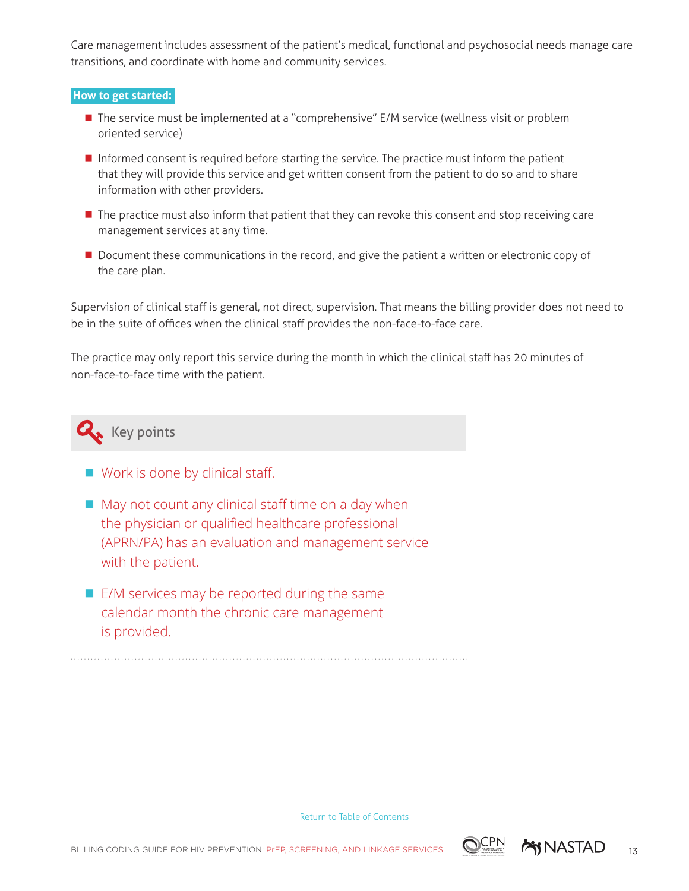Care management includes assessment of the patient's medical, functional and psychosocial needs manage care transitions, and coordinate with home and community services.

**How to get started:**

- The service must be implemented at a "comprehensive" E/M service (wellness visit or problem oriented service)
- Informed consent is required before starting the service. The practice must inform the patient that they will provide this service and get written consent from the patient to do so and to share information with other providers.
- The practice must also inform that patient that they can revoke this consent and stop receiving care management services at any time.
- Document these communications in the record, and give the patient a written or electronic copy of the care plan.

Supervision of clinical staff is general, not direct, supervision. That means the billing provider does not need to be in the suite of offices when the clinical staff provides the non-face-to-face care.

The practice may only report this service during the month in which the clinical staff has 20 minutes of non-face-to-face time with the patient.

### Key points

- Work is done by clinical staff.
- May not count any clinical staff time on a day when the physician or qualified healthcare professional (APRN/PA) has an evaluation and management service with the patient.
- E/M services may be reported during the same calendar month the chronic care management is provided.

Return to Table of Contents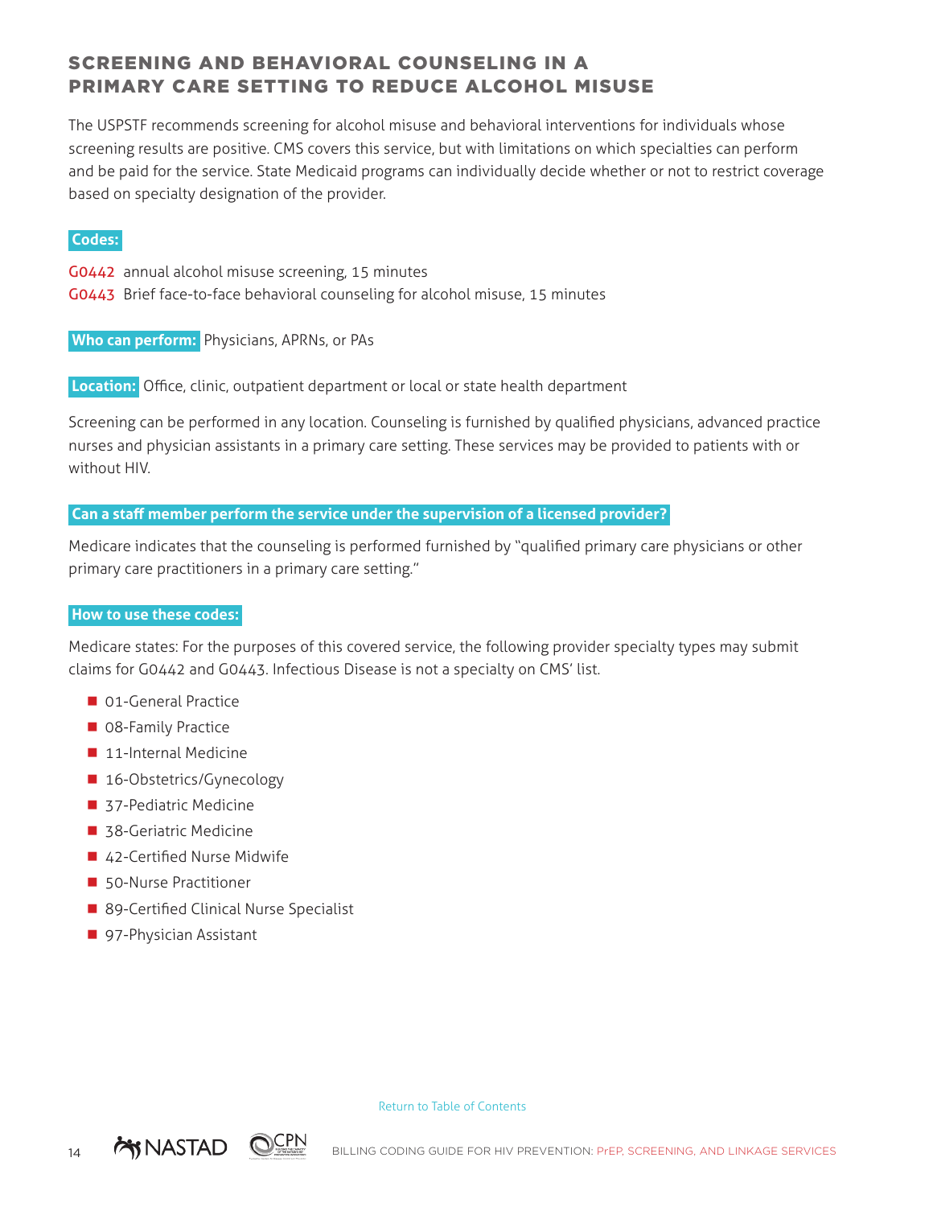## SCREENING AND BEHAVIORAL COUNSELING IN A PRIMARY CARE SETTING TO REDUCE ALCOHOL MISUSE

The USPSTF recommends screening for alcohol misuse and behavioral interventions for individuals whose screening results are positive. CMS covers this service, but with limitations on which specialties can perform and be paid for the service. State Medicaid programs can individually decide whether or not to restrict coverage based on specialty designation of the provider.

**Codes:**

G0442 annual alcohol misuse screening, 15 minutes
G0443 Brief face-to-face behavioral counseling for alcohol misuse, 15 minutes

**Who can perform:** Physicians, APRNs, or PAs

**Location:** Office, clinic, outpatient department or local or state health department

Screening can be performed in any location. Counseling is furnished by qualified physicians, advanced practice nurses and physician assistants in a primary care setting. These services may be provided to patients with or without HIV.

**Can a staff member perform the service under the supervision of a licensed provider?**

Medicare indicates that the counseling is performed furnished by "qualified primary care physicians or other primary care practitioners in a primary care setting."

**How to use these codes:**

Medicare states: For the purposes of this covered service, the following provider specialty types may submit claims for G0442 and G0443. Infectious Disease is not a specialty on CMS' list.

- 01-General Practice
- 08-Family Practice
- 11-Internal Medicine
- 16-Obstetrics/Gynecology
- 37-Pediatric Medicine
- 38-Geriatric Medicine
- 42-Certified Nurse Midwife
- 50-Nurse Practitioner
- 89-Certified Clinical Nurse Specialist
- 97-Physician Assistant

Return to Table of Contents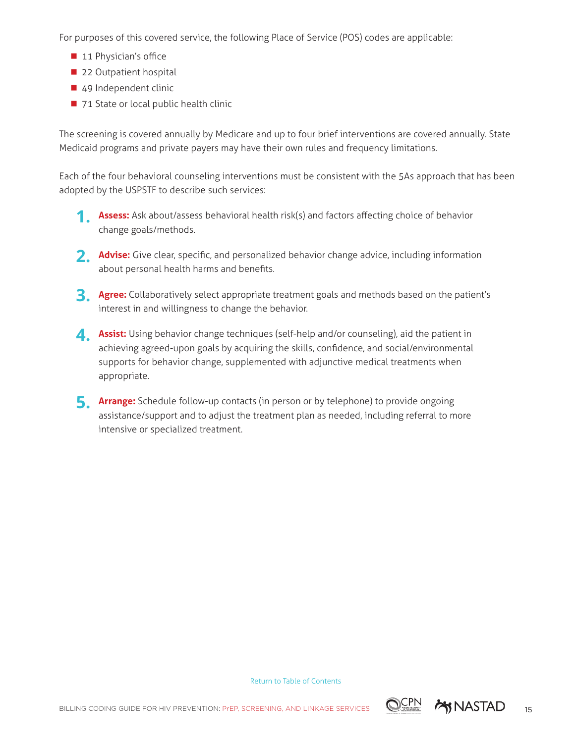For purposes of this covered service, the following Place of Service (POS) codes are applicable:

- 11 Physician's office
- 22 Outpatient hospital
- 49 Independent clinic
- 71 State or local public health clinic

The screening is covered annually by Medicare and up to four brief interventions are covered annually. State Medicaid programs and private payers may have their own rules and frequency limitations.

Each of the four behavioral counseling interventions must be consistent with the 5As approach that has been adopted by the USPSTF to describe such services:

1. **Assess:** Ask about/assess behavioral health risk(s) and factors affecting choice of behavior change goals/methods.
2. **Advise:** Give clear, specific, and personalized behavior change advice, including information about personal health harms and benefits.
3. **Agree:** Collaboratively select appropriate treatment goals and methods based on the patient's interest in and willingness to change the behavior.
4. **Assist:** Using behavior change techniques (self-help and/or counseling), aid the patient in achieving agreed-upon goals by acquiring the skills, confidence, and social/environmental supports for behavior change, supplemented with adjunctive medical treatments when appropriate.
5. **Arrange:** Schedule follow-up contacts (in person or by telephone) to provide ongoing assistance/support and to adjust the treatment plan as needed, including referral to more intensive or specialized treatment.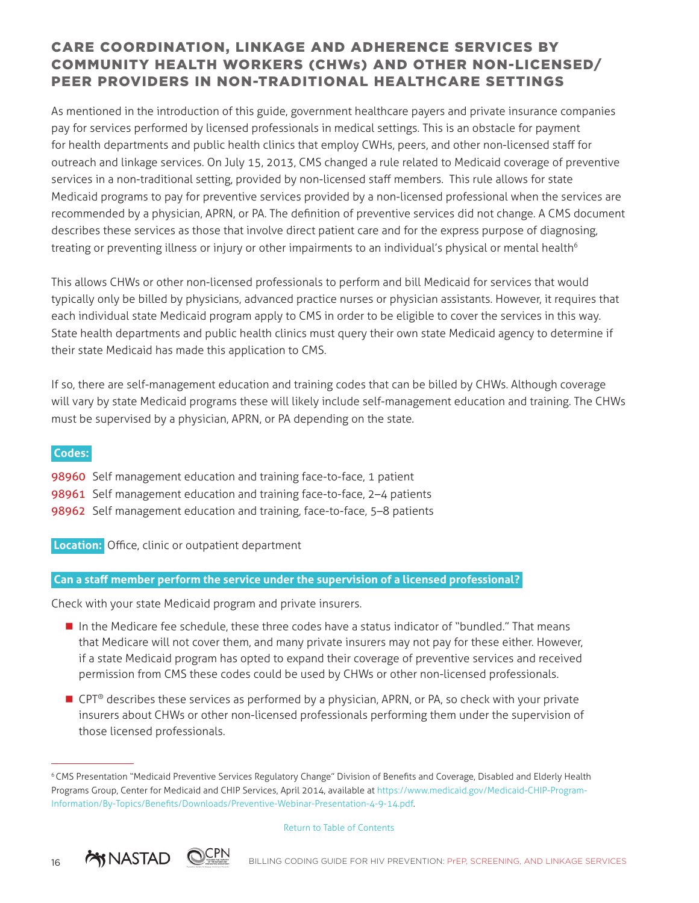## CARE COORDINATION, LINKAGE AND ADHERENCE SERVICES BY COMMUNITY HEALTH WORKERS (CHWs) AND OTHER NON-LICENSED/PEER PROVIDERS IN NON-TRADITIONAL HEALTHCARE SETTINGS

As mentioned in the introduction of this guide, government healthcare payers and private insurance companies pay for services performed by licensed professionals in medical settings. This is an obstacle for payment for health departments and public health clinics that employ CWHs, peers, and other non-licensed staff for outreach and linkage services. On July 15, 2013, CMS changed a rule related to Medicaid coverage of preventive services in a non-traditional setting, provided by non-licensed staff members. This rule allows for state Medicaid programs to pay for preventive services provided by a non-licensed professional when the services are recommended by a physician, APRN, or PA. The definition of preventive services did not change. A CMS document describes these services as those that involve direct patient care and for the express purpose of diagnosing, treating or preventing illness or injury or other impairments to an individual's physical or mental health[6]

This allows CHWs or other non-licensed professionals to perform and bill Medicaid for services that would typically only be billed by physicians, advanced practice nurses or physician assistants. However, it requires that each individual state Medicaid program apply to CMS in order to be eligible to cover the services in this way. State health departments and public health clinics must query their own state Medicaid agency to determine if their state Medicaid has made this application to CMS.

If so, there are self-management education and training codes that can be billed by CHWs. Although coverage will vary by state Medicaid programs these will likely include self-management education and training. The CHWs must be supervised by a physician, APRN, or PA depending on the state.

**Codes:**

**98960** Self management education and training face-to-face, 1 patient
**98961** Self management education and training face-to-face, 2–4 patients
**98962** Self management education and training, face-to-face, 5–8 patients

**Location:** Office, clinic or outpatient department

**Can a staff member perform the service under the supervision of a licensed professional?**

Check with your state Medicaid program and private insurers.

- In the Medicare fee schedule, these three codes have a status indicator of "bundled." That means that Medicare will not cover them, and many private insurers may not pay for these either. However, if a state Medicaid program has opted to expand their coverage of preventive services and received permission from CMS these codes could be used by CHWs or other non-licensed professionals.
- CPT® describes these services as performed by a physician, APRN, or PA, so check with your private insurers about CHWs or other non-licensed professionals performing them under the supervision of those licensed professionals.

[6] CMS Presentation "Medicaid Preventive Services Regulatory Change" Division of Benefits and Coverage, Disabled and Elderly Health Programs Group, Center for Medicaid and CHIP Services, April 2014, available at https://www.medicaid.gov/Medicaid-CHIP-Program-Information/By-Topics/Benefits/Downloads/Preventive-Webinar-Presentation-4-9-14.pdf.

Return to Table of Contents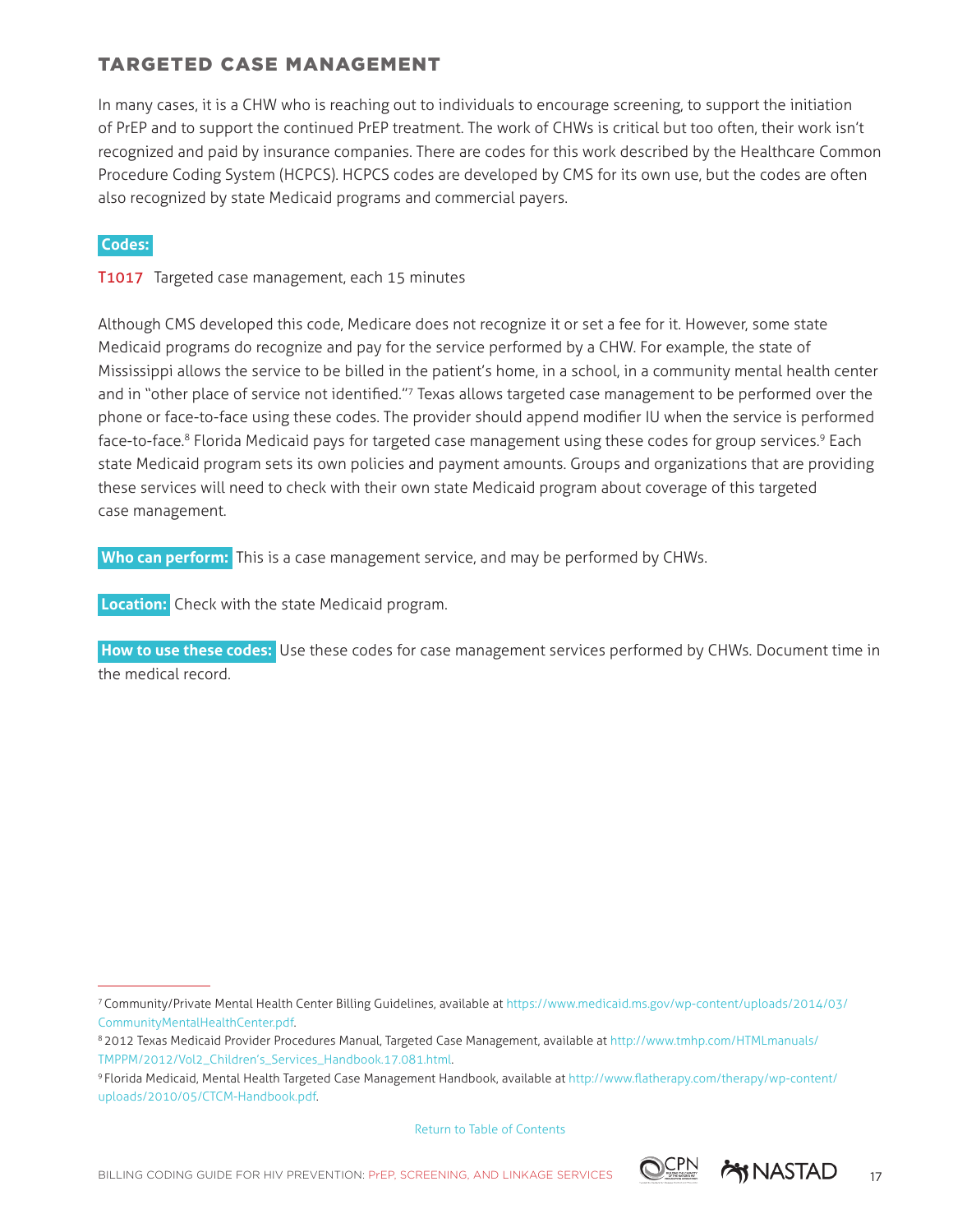## TARGETED CASE MANAGEMENT

In many cases, it is a CHW who is reaching out to individuals to encourage screening, to support the initiation of PrEP and to support the continued PrEP treatment. The work of CHWs is critical but too often, their work isn't recognized and paid by insurance companies. There are codes for this work described by the Healthcare Common Procedure Coding System (HCPCS). HCPCS codes are developed by CMS for its own use, but the codes are often also recognized by state Medicaid programs and commercial payers.

**Codes:**

T1017 Targeted case management, each 15 minutes

Although CMS developed this code, Medicare does not recognize it or set a fee for it. However, some state Medicaid programs do recognize and pay for the service performed by a CHW. For example, the state of Mississippi allows the service to be billed in the patient's home, in a school, in a community mental health center and in "other place of service not identified."[7] Texas allows targeted case management to be performed over the phone or face-to-face using these codes. The provider should append modifier IU when the service is performed face-to-face.[8] Florida Medicaid pays for targeted case management using these codes for group services.[9] Each state Medicaid program sets its own policies and payment amounts. Groups and organizations that are providing these services will need to check with their own state Medicaid program about coverage of this targeted case management.

**Who can perform:** This is a case management service, and may be performed by CHWs.

**Location:** Check with the state Medicaid program.

**How to use these codes:** Use these codes for case management services performed by CHWs. Document time in the medical record.

---

[7] Community/Private Mental Health Center Billing Guidelines, available at https://www.medicaid.ms.gov/wp-content/uploads/2014/03/CommunityMentalHealthCenter.pdf.

[8] 2012 Texas Medicaid Provider Procedures Manual, Targeted Case Management, available at http://www.tmhp.com/HTMLmanuals/TMPPM/2012/Vol2_Children's_Services_Handbook.17.081.html.

[9] Florida Medicaid, Mental Health Targeted Case Management Handbook, available at http://www.flatherapy.com/therapy/wp-content/uploads/2010/05/CTCM-Handbook.pdf.

Return to Table of Contents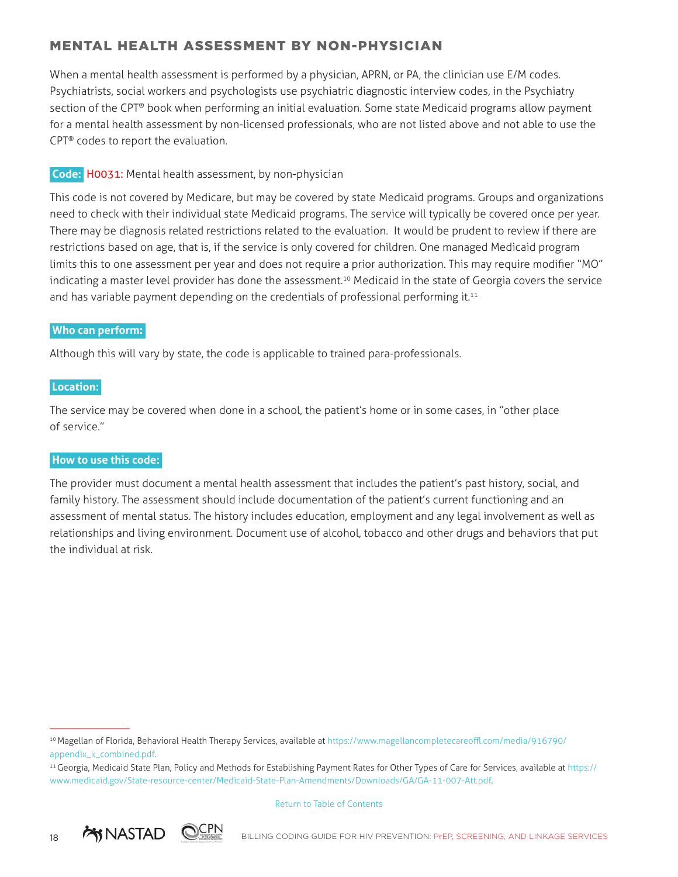## MENTAL HEALTH ASSESSMENT BY NON-PHYSICIAN

When a mental health assessment is performed by a physician, APRN, or PA, the clinician use E/M codes. Psychiatrists, social workers and psychologists use psychiatric diagnostic interview codes, in the Psychiatry section of the CPT® book when performing an initial evaluation. Some state Medicaid programs allow payment for a mental health assessment by non-licensed professionals, who are not listed above and not able to use the CPT® codes to report the evaluation.

**Code:** **H0031:** Mental health assessment, by non-physician

This code is not covered by Medicare, but may be covered by state Medicaid programs. Groups and organizations need to check with their individual state Medicaid programs. The service will typically be covered once per year. There may be diagnosis related restrictions related to the evaluation. It would be prudent to review if there are restrictions based on age, that is, if the service is only covered for children. One managed Medicaid program limits this to one assessment per year and does not require a prior authorization. This may require modifier "MO" indicating a master level provider has done the assessment.[10] Medicaid in the state of Georgia covers the service and has variable payment depending on the credentials of professional performing it.[11]

**Who can perform:**

Although this will vary by state, the code is applicable to trained para-professionals.

**Location:**

The service may be covered when done in a school, the patient's home or in some cases, in "other place of service."

**How to use this code:**

The provider must document a mental health assessment that includes the patient's past history, social, and family history. The assessment should include documentation of the patient's current functioning and an assessment of mental status. The history includes education, employment and any legal involvement as well as relationships and living environment. Document use of alcohol, tobacco and other drugs and behaviors that put the individual at risk.

---

[10] Magellan of Florida, Behavioral Health Therapy Services, available at https://www.magellancompletecareoffl.com/media/916790/appendix_k_combined.pdf.

[11] Georgia, Medicaid State Plan, Policy and Methods for Establishing Payment Rates for Other Types of Care for Services, available at https://www.medicaid.gov/State-resource-center/Medicaid-State-Plan-Amendments/Downloads/GA/GA-11-007-Att.pdf.

Return to Table of Contents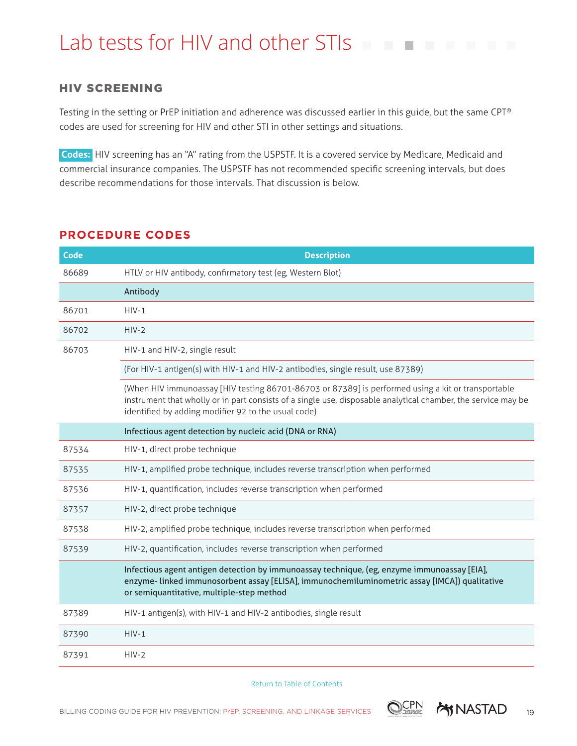# Lab tests for HIV and other STIs

### HIV SCREENING

Testing in the setting or PrEP initiation and adherence was discussed earlier in this guide, but the same CPT® codes are used for screening for HIV and other STI in other settings and situations.

**Codes:** HIV screening has an "A" rating from the USPSTF. It is a covered service by Medicare, Medicaid and commercial insurance companies. The USPSTF has not recommended specific screening intervals, but does describe recommendations for those intervals. That discussion is below.

## PROCEDURE CODES

| Code | Description |
|---|---|
| 86689 | HTLV or HIV antibody, confirmatory test (eg, Western Blot) |
| | **Antibody** |
| 86701 | HIV-1 |
| 86702 | HIV-2 |
| 86703 | HIV-1 and HIV-2, single result |
| | (For HIV-1 antigen(s) with HIV-1 and HIV-2 antibodies, single result, use 87389) |
| | (When HIV immunoassay [HIV testing 86701-86703 or 87389] is performed using a kit or transportable instrument that wholly or in part consists of a single use, disposable analytical chamber, the service may be identified by adding modifier 92 to the usual code) |
| | **Infectious agent detection by nucleic acid (DNA or RNA)** |
| 87534 | HIV-1, direct probe technique |
| 87535 | HIV-1, amplified probe technique, includes reverse transcription when performed |
| 87536 | HIV-1, quantification, includes reverse transcription when performed |
| 87357 | HIV-2, direct probe technique |
| 87538 | HIV-2, amplified probe technique, includes reverse transcription when performed |
| 87539 | HIV-2, quantification, includes reverse transcription when performed |
| | **Infectious agent antigen detection by immunoassay technique, (eg, enzyme immunoassay [EIA], enzyme- linked immunosorbent assay [ELISA], immunochemiluminometric assay [IMCA]) qualitative or semiquantitative, multiple-step method** |
| 87389 | HIV-1 antigen(s), with HIV-1 and HIV-2 antibodies, single result |
| 87390 | HIV-1 |
| 87391 | HIV-2 |

Return to Table of Contents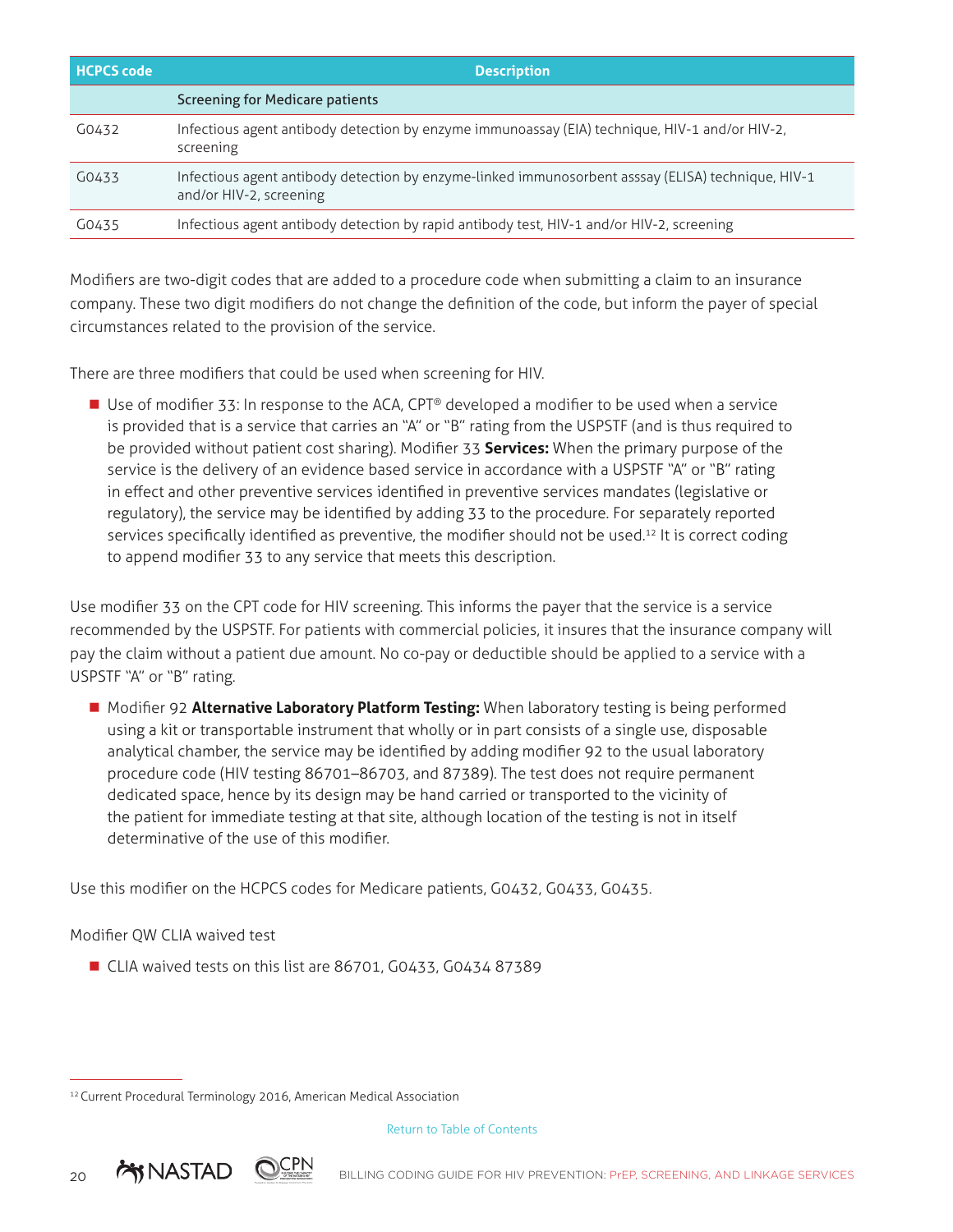| HCPCS code | Description |
|---|---|
| | Screening for Medicare patients |
| G0432 | Infectious agent antibody detection by enzyme immunoassay (EIA) technique, HIV-1 and/or HIV-2, screening |
| G0433 | Infectious agent antibody detection by enzyme-linked immunosorbent asssay (ELISA) technique, HIV-1 and/or HIV-2, screening |
| G0435 | Infectious agent antibody detection by rapid antibody test, HIV-1 and/or HIV-2, screening |

Modifiers are two-digit codes that are added to a procedure code when submitting a claim to an insurance company. These two digit modifiers do not change the definition of the code, but inform the payer of special circumstances related to the provision of the service.

There are three modifiers that could be used when screening for HIV.

- Use of modifier 33: In response to the ACA, CPT® developed a modifier to be used when a service is provided that is a service that carries an "A" or "B" rating from the USPSTF (and is thus required to be provided without patient cost sharing). Modifier 33 **Services:** When the primary purpose of the service is the delivery of an evidence based service in accordance with a USPSTF "A" or "B" rating in effect and other preventive services identified in preventive services mandates (legislative or regulatory), the service may be identified by adding 33 to the procedure. For separately reported services specifically identified as preventive, the modifier should not be used.[12] It is correct coding to append modifier 33 to any service that meets this description.

Use modifier 33 on the CPT code for HIV screening. This informs the payer that the service is a service recommended by the USPSTF. For patients with commercial policies, it insures that the insurance company will pay the claim without a patient due amount. No co-pay or deductible should be applied to a service with a USPSTF "A" or "B" rating.

- Modifier 92 **Alternative Laboratory Platform Testing:** When laboratory testing is being performed using a kit or transportable instrument that wholly or in part consists of a single use, disposable analytical chamber, the service may be identified by adding modifier 92 to the usual laboratory procedure code (HIV testing 86701–86703, and 87389). The test does not require permanent dedicated space, hence by its design may be hand carried or transported to the vicinity of the patient for immediate testing at that site, although location of the testing is not in itself determinative of the use of this modifier.

Use this modifier on the HCPCS codes for Medicare patients, G0432, G0433, G0435.

Modifier QW CLIA waived test

- CLIA waived tests on this list are 86701, G0433, G0434 87389

[12] Current Procedural Terminology 2016, American Medical Association

Return to Table of Contents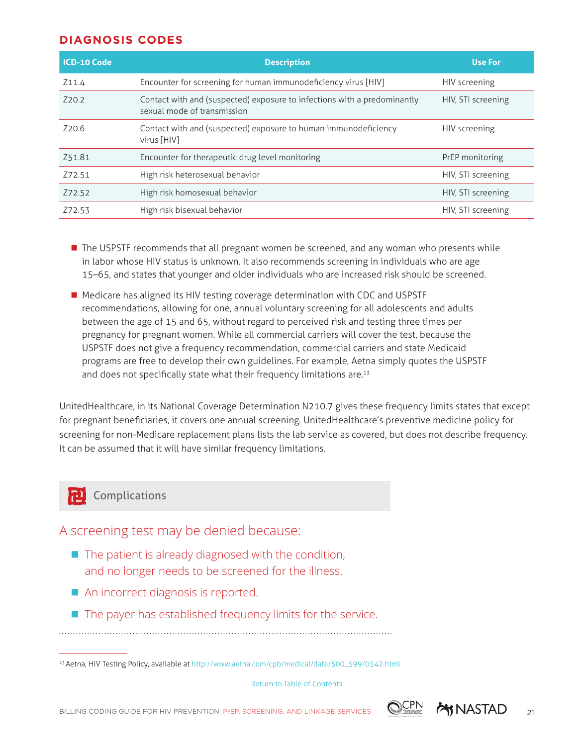## DIAGNOSIS CODES

| ICD-10 Code | Description | Use For |
|---|---|---|
| Z11.4 | Encounter for screening for human immunodeficiency virus [HIV] | HIV screening |
| Z20.2 | Contact with and (suspected) exposure to infections with a predominantly sexual mode of transmission | HIV, STI screening |
| Z20.6 | Contact with and (suspected) exposure to human immunodeficiency virus [HIV] | HIV screening |
| Z51.81 | Encounter for therapeutic drug level monitoring | PrEP monitoring |
| Z72.51 | High risk heterosexual behavior | HIV, STI screening |
| Z72.52 | High risk homosexual behavior | HIV, STI screening |
| Z72.53 | High risk bisexual behavior | HIV, STI screening |

- The USPSTF recommends that all pregnant women be screened, and any woman who presents while in labor whose HIV status is unknown. It also recommends screening in individuals who are age 15–65, and states that younger and older individuals who are increased risk should be screened.
- Medicare has aligned its HIV testing coverage determination with CDC and USPSTF recommendations, allowing for one, annual voluntary screening for all adolescents and adults between the age of 15 and 65, without regard to perceived risk and testing three times per pregnancy for pregnant women. While all commercial carriers will cover the test, because the USPSTF does not give a frequency recommendation, commercial carriers and state Medicaid programs are free to develop their own guidelines. For example, Aetna simply quotes the USPSTF and does not specifically state what their frequency limitations are.[13]

UnitedHealthcare, in its National Coverage Determination N210.7 gives these frequency limits states that except for pregnant beneficiaries, it covers one annual screening. UnitedHealthcare's preventive medicine policy for screening for non-Medicare replacement plans lists the lab service as covered, but does not describe frequency. It can be assumed that it will have similar frequency limitations.

### Complications

**A screening test may be denied because:**

- The patient is already diagnosed with the condition, and no longer needs to be screened for the illness.
- An incorrect diagnosis is reported.
- The payer has established frequency limits for the service.

[13] Aetna, HIV Testing Policy, available at http://www.aetna.com/cpb/medical/data/500_599/0542.html

Return to Table of Contents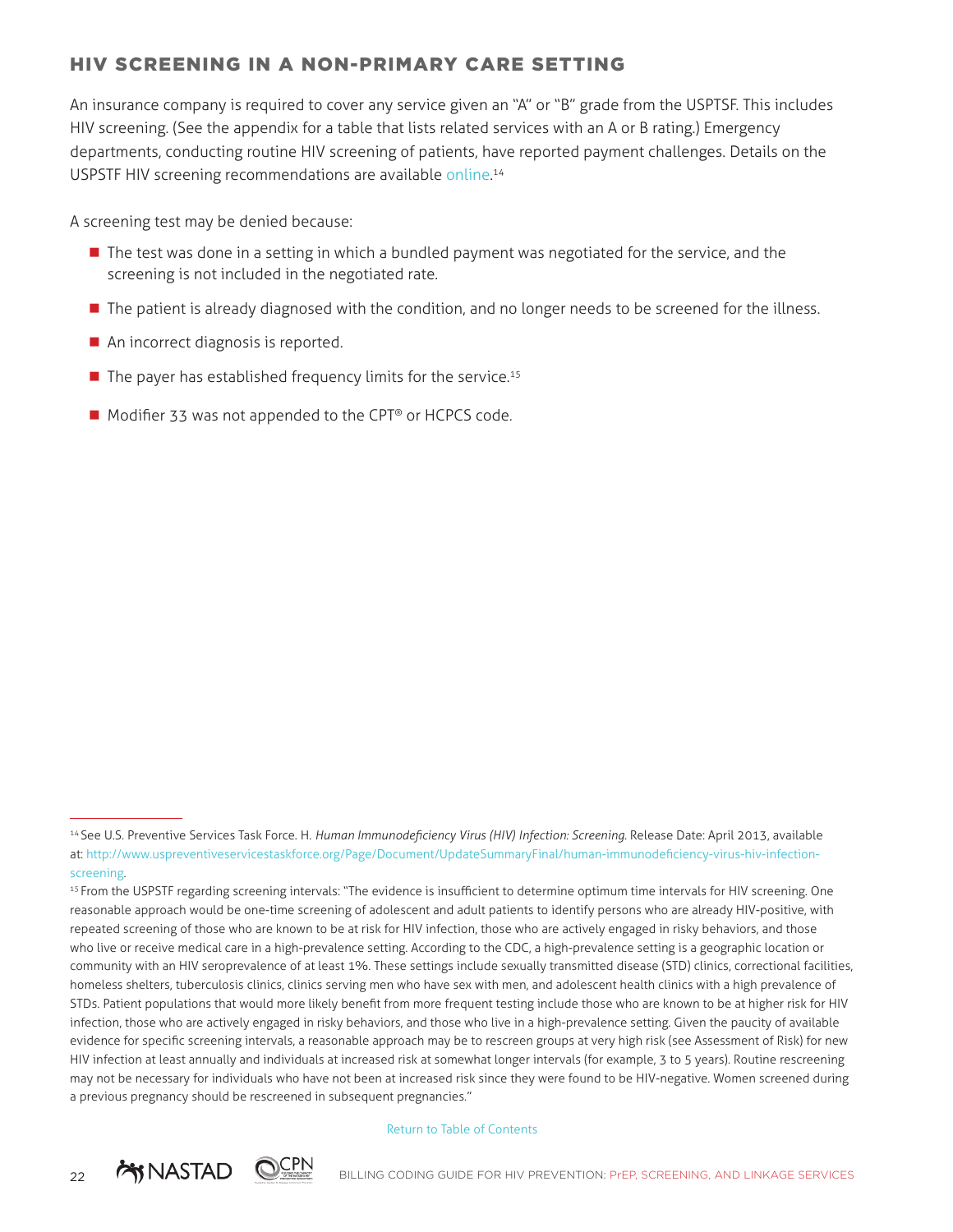## HIV SCREENING IN A NON-PRIMARY CARE SETTING

An insurance company is required to cover any service given an "A" or "B" grade from the USPTSF. This includes HIV screening. (See the appendix for a table that lists related services with an A or B rating.) Emergency departments, conducting routine HIV screening of patients, have reported payment challenges. Details on the USPSTF HIV screening recommendations are available online.[14]

A screening test may be denied because:

- The test was done in a setting in which a bundled payment was negotiated for the service, and the screening is not included in the negotiated rate.
- The patient is already diagnosed with the condition, and no longer needs to be screened for the illness.
- An incorrect diagnosis is reported.
- The payer has established frequency limits for the service.[15]
- Modifier 33 was not appended to the CPT® or HCPCS code.

---

[14] See U.S. Preventive Services Task Force. H. *Human Immunodeficiency Virus (HIV) Infection: Screening.* Release Date: April 2013, available at: http://www.uspreventiveservicestaskforce.org/Page/Document/UpdateSummaryFinal/human-immunodeficiency-virus-hiv-infection-screening.

[15] From the USPSTF regarding screening intervals: "The evidence is insufficient to determine optimum time intervals for HIV screening. One reasonable approach would be one-time screening of adolescent and adult patients to identify persons who are already HIV-positive, with repeated screening of those who are known to be at risk for HIV infection, those who are actively engaged in risky behaviors, and those who live or receive medical care in a high-prevalence setting. According to the CDC, a high-prevalence setting is a geographic location or community with an HIV seroprevalence of at least 1%. These settings include sexually transmitted disease (STD) clinics, correctional facilities, homeless shelters, tuberculosis clinics, clinics serving men who have sex with men, and adolescent health clinics with a high prevalence of STDs. Patient populations that would more likely benefit from more frequent testing include those who are known to be at higher risk for HIV infection, those who are actively engaged in risky behaviors, and those who live in a high-prevalence setting. Given the paucity of available evidence for specific screening intervals, a reasonable approach may be to rescreen groups at very high risk (see Assessment of Risk) for new HIV infection at least annually and individuals at increased risk at somewhat longer intervals (for example, 3 to 5 years). Routine rescreening may not be necessary for individuals who have not been at increased risk since they were found to be HIV-negative. Women screened during a previous pregnancy should be rescreened in subsequent pregnancies."

Return to Table of Contents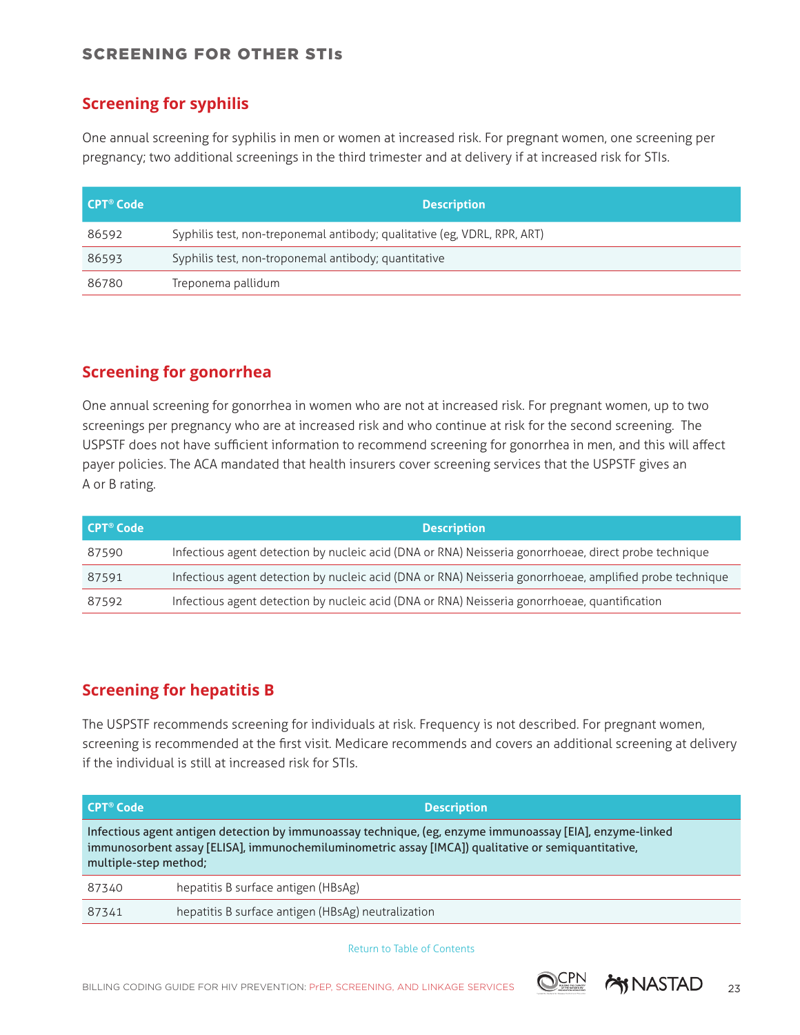## SCREENING FOR OTHER STIs

### Screening for syphilis

One annual screening for syphilis in men or women at increased risk. For pregnant women, one screening per pregnancy; two additional screenings in the third trimester and at delivery if at increased risk for STIs.

| CPT® Code | Description |
|---|---|
| 86592 | Syphilis test, non-treponemal antibody; qualitative (eg, VDRL, RPR, ART) |
| 86593 | Syphilis test, non-troponemal antibody; quantitative |
| 86780 | Treponema pallidum |

### Screening for gonorrhea

One annual screening for gonorrhea in women who are not at increased risk. For pregnant women, up to two screenings per pregnancy who are at increased risk and who continue at risk for the second screening. The USPSTF does not have sufficient information to recommend screening for gonorrhea in men, and this will affect payer policies. The ACA mandated that health insurers cover screening services that the USPSTF gives an A or B rating.

| CPT® Code | Description |
|---|---|
| 87590 | Infectious agent detection by nucleic acid (DNA or RNA) Neisseria gonorrhoeae, direct probe technique |
| 87591 | Infectious agent detection by nucleic acid (DNA or RNA) Neisseria gonorrhoeae, amplified probe technique |
| 87592 | Infectious agent detection by nucleic acid (DNA or RNA) Neisseria gonorrhoeae, quantification |

### Screening for hepatitis B

The USPSTF recommends screening for individuals at risk. Frequency is not described. For pregnant women, screening is recommended at the first visit. Medicare recommends and covers an additional screening at delivery if the individual is still at increased risk for STIs.

| CPT® Code | Description |
|---|---|
| Infectious agent antigen detection by immunoassay technique, (eg, enzyme immunoassay [EIA], enzyme-linked immunosorbent assay [ELISA], immunochemiluminometric assay [IMCA]) qualitative or semiquantitative, multiple-step method; | |
| 87340 | hepatitis B surface antigen (HBsAg) |
| 87341 | hepatitis B surface antigen (HBsAg) neutralization |

Return to Table of Contents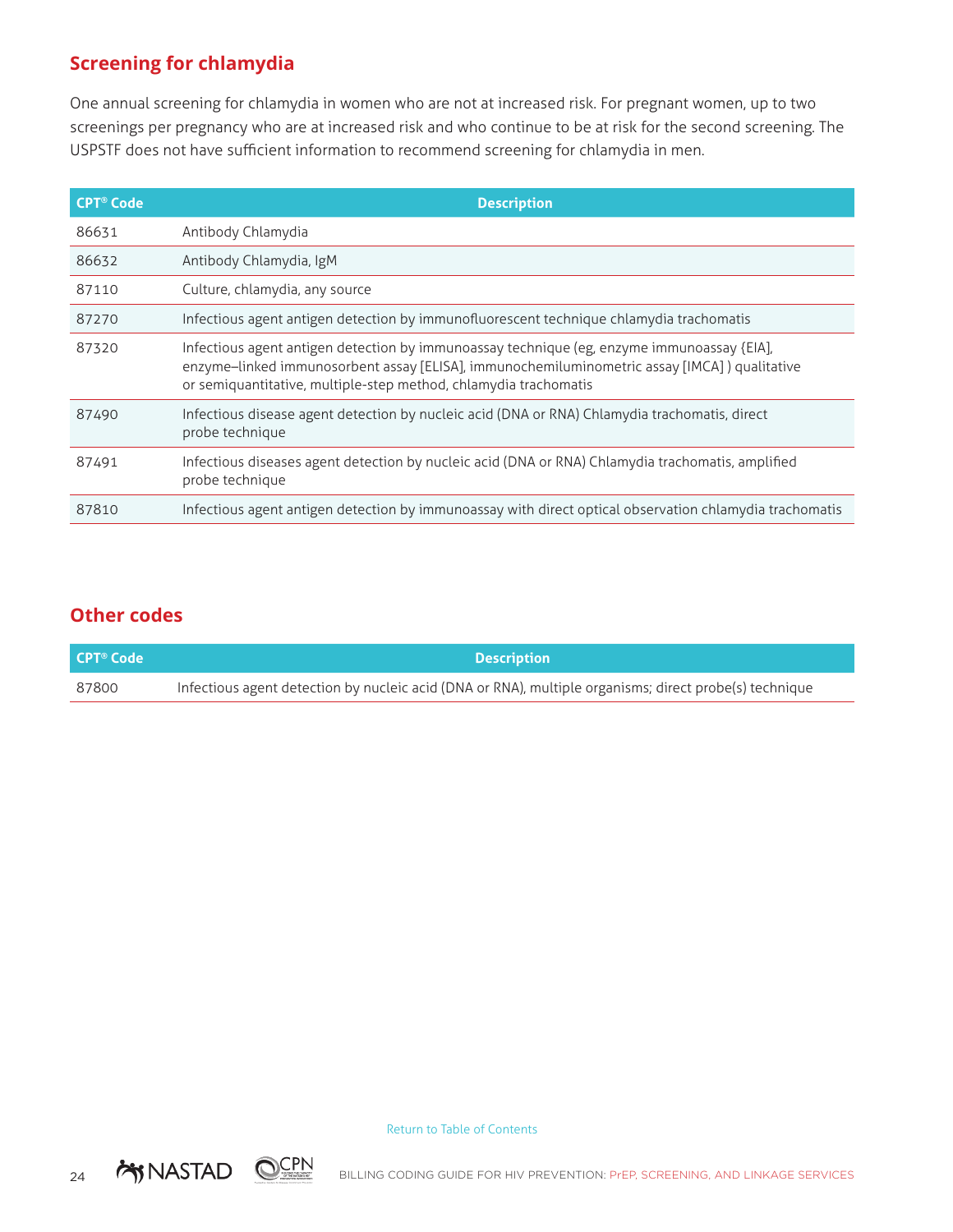## Screening for chlamydia

One annual screening for chlamydia in women who are not at increased risk. For pregnant women, up to two screenings per pregnancy who are at increased risk and who continue to be at risk for the second screening. The USPSTF does not have sufficient information to recommend screening for chlamydia in men.

| CPT® Code | Description |
|---|---|
| 86631 | Antibody Chlamydia |
| 86632 | Antibody Chlamydia, IgM |
| 87110 | Culture, chlamydia, any source |
| 87270 | Infectious agent antigen detection by immunofluorescent technique chlamydia trachomatis |
| 87320 | Infectious agent antigen detection by immunoassay technique (eg, enzyme immunoassay {EIA], enzyme–linked immunosorbent assay [ELISA], immunochemiluminometric assay [IMCA] ) qualitative or semiquantitative, multiple-step method, chlamydia trachomatis |
| 87490 | Infectious disease agent detection by nucleic acid (DNA or RNA) Chlamydia trachomatis, direct probe technique |
| 87491 | Infectious diseases agent detection by nucleic acid (DNA or RNA) Chlamydia trachomatis, amplified probe technique |
| 87810 | Infectious agent antigen detection by immunoassay with direct optical observation chlamydia trachomatis |

## Other codes

| CPT® Code | Description |
|---|---|
| 87800 | Infectious agent detection by nucleic acid (DNA or RNA), multiple organisms; direct probe(s) technique |

Return to Table of Contents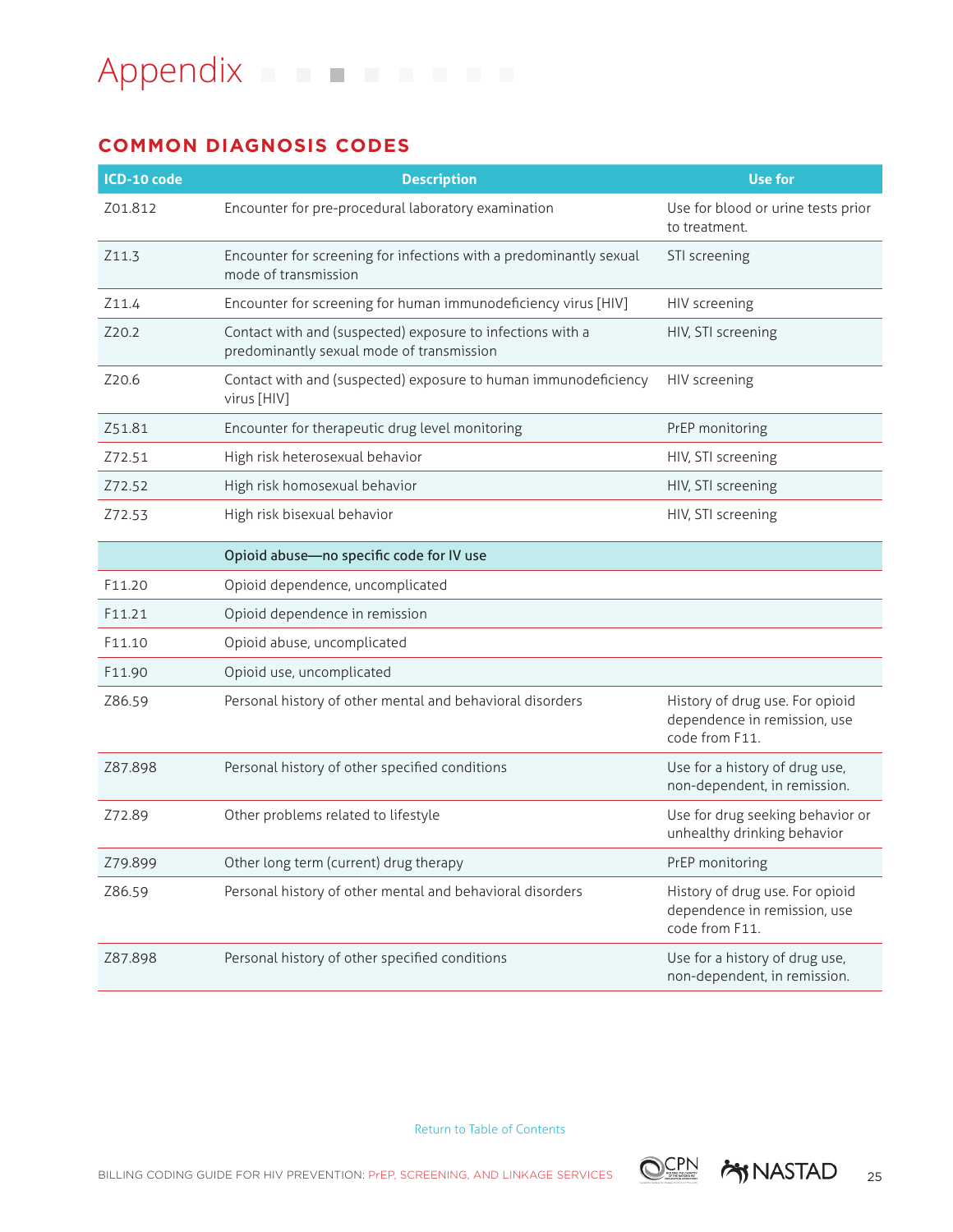# Appendix

## COMMON DIAGNOSIS CODES

| ICD-10 code | Description | Use for |
|---|---|---|
| Z01.812 | Encounter for pre-procedural laboratory examination | Use for blood or urine tests prior to treatment. |
| Z11.3 | Encounter for screening for infections with a predominantly sexual mode of transmission | STI screening |
| Z11.4 | Encounter for screening for human immunodeficiency virus [HIV] | HIV screening |
| Z20.2 | Contact with and (suspected) exposure to infections with a predominantly sexual mode of transmission | HIV, STI screening |
| Z20.6 | Contact with and (suspected) exposure to human immunodeficiency virus [HIV] | HIV screening |
| Z51.81 | Encounter for therapeutic drug level monitoring | PrEP monitoring |
| Z72.51 | High risk heterosexual behavior | HIV, STI screening |
| Z72.52 | High risk homosexual behavior | HIV, STI screening |
| Z72.53 | High risk bisexual behavior | HIV, STI screening |
| | Opioid abuse—no specific code for IV use | |
| F11.20 | Opioid dependence, uncomplicated | |
| F11.21 | Opioid dependence in remission | |
| F11.10 | Opioid abuse, uncomplicated | |
| F11.90 | Opioid use, uncomplicated | |
| Z86.59 | Personal history of other mental and behavioral disorders | History of drug use. For opioid dependence in remission, use code from F11. |
| Z87.898 | Personal history of other specified conditions | Use for a history of drug use, non-dependent, in remission. |
| Z72.89 | Other problems related to lifestyle | Use for drug seeking behavior or unhealthy drinking behavior |
| Z79.899 | Other long term (current) drug therapy | PrEP monitoring |
| Z86.59 | Personal history of other mental and behavioral disorders | History of drug use. For opioid dependence in remission, use code from F11. |
| Z87.898 | Personal history of other specified conditions | Use for a history of drug use, non-dependent, in remission. |

Return to Table of Contents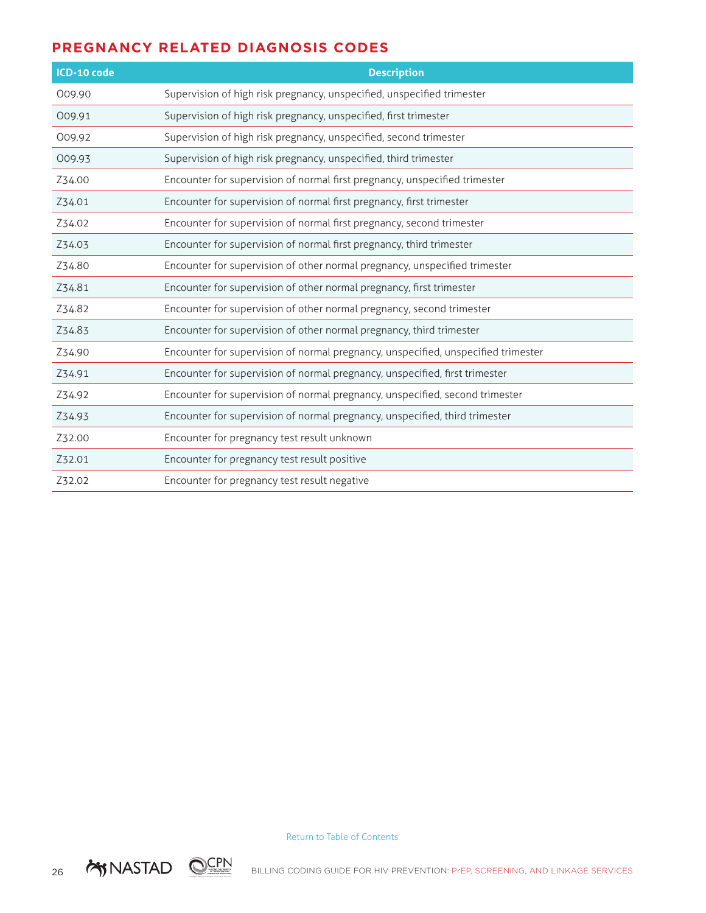## PREGNANCY RELATED DIAGNOSIS CODES

| ICD-10 code | Description |
|---|---|
| O09.90 | Supervision of high risk pregnancy, unspecified, unspecified trimester |
| O09.91 | Supervision of high risk pregnancy, unspecified, first trimester |
| O09.92 | Supervision of high risk pregnancy, unspecified, second trimester |
| O09.93 | Supervision of high risk pregnancy, unspecified, third trimester |
| Z34.00 | Encounter for supervision of normal first pregnancy, unspecified trimester |
| Z34.01 | Encounter for supervision of normal first pregnancy, first trimester |
| Z34.02 | Encounter for supervision of normal first pregnancy, second trimester |
| Z34.03 | Encounter for supervision of normal first pregnancy, third trimester |
| Z34.80 | Encounter for supervision of other normal pregnancy, unspecified trimester |
| Z34.81 | Encounter for supervision of other normal pregnancy, first trimester |
| Z34.82 | Encounter for supervision of other normal pregnancy, second trimester |
| Z34.83 | Encounter for supervision of other normal pregnancy, third trimester |
| Z34.90 | Encounter for supervision of normal pregnancy, unspecified, unspecified trimester |
| Z34.91 | Encounter for supervision of normal pregnancy, unspecified, first trimester |
| Z34.92 | Encounter for supervision of normal pregnancy, unspecified, second trimester |
| Z34.93 | Encounter for supervision of normal pregnancy, unspecified, third trimester |
| Z32.00 | Encounter for pregnancy test result unknown |
| Z32.01 | Encounter for pregnancy test result positive |
| Z32.02 | Encounter for pregnancy test result negative |

Return to Table of Contents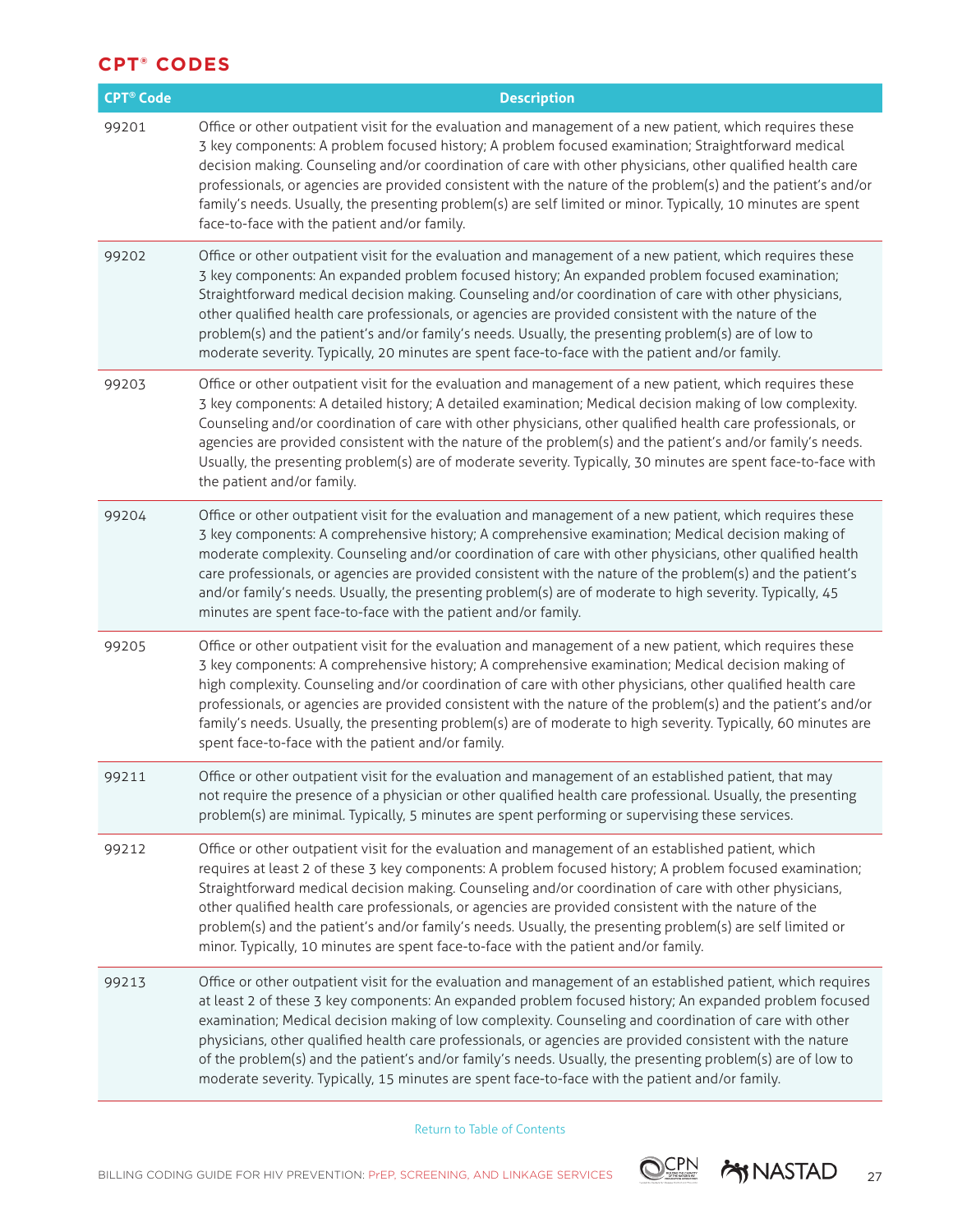## CPT® CODES

| CPT® Code | Description |
|---|---|
| 99201 | Office or other outpatient visit for the evaluation and management of a new patient, which requires these 3 key components: A problem focused history; A problem focused examination; Straightforward medical decision making. Counseling and/or coordination of care with other physicians, other qualified health care professionals, or agencies are provided consistent with the nature of the problem(s) and the patient's and/or family's needs. Usually, the presenting problem(s) are self limited or minor. Typically, 10 minutes are spent face-to-face with the patient and/or family. |
| 99202 | Office or other outpatient visit for the evaluation and management of a new patient, which requires these 3 key components: An expanded problem focused history; An expanded problem focused examination; Straightforward medical decision making. Counseling and/or coordination of care with other physicians, other qualified health care professionals, or agencies are provided consistent with the nature of the problem(s) and the patient's and/or family's needs. Usually, the presenting problem(s) are of low to moderate severity. Typically, 20 minutes are spent face-to-face with the patient and/or family. |
| 99203 | Office or other outpatient visit for the evaluation and management of a new patient, which requires these 3 key components: A detailed history; A detailed examination; Medical decision making of low complexity. Counseling and/or coordination of care with other physicians, other qualified health care professionals, or agencies are provided consistent with the nature of the problem(s) and the patient's and/or family's needs. Usually, the presenting problem(s) are of moderate severity. Typically, 30 minutes are spent face-to-face with the patient and/or family. |
| 99204 | Office or other outpatient visit for the evaluation and management of a new patient, which requires these 3 key components: A comprehensive history; A comprehensive examination; Medical decision making of moderate complexity. Counseling and/or coordination of care with other physicians, other qualified health care professionals, or agencies are provided consistent with the nature of the problem(s) and the patient's and/or family's needs. Usually, the presenting problem(s) are of moderate to high severity. Typically, 45 minutes are spent face-to-face with the patient and/or family. |
| 99205 | Office or other outpatient visit for the evaluation and management of a new patient, which requires these 3 key components: A comprehensive history; A comprehensive examination; Medical decision making of high complexity. Counseling and/or coordination of care with other physicians, other qualified health care professionals, or agencies are provided consistent with the nature of the problem(s) and the patient's and/or family's needs. Usually, the presenting problem(s) are of moderate to high severity. Typically, 60 minutes are spent face-to-face with the patient and/or family. |
| 99211 | Office or other outpatient visit for the evaluation and management of an established patient, that may not require the presence of a physician or other qualified health care professional. Usually, the presenting problem(s) are minimal. Typically, 5 minutes are spent performing or supervising these services. |
| 99212 | Office or other outpatient visit for the evaluation and management of an established patient, which requires at least 2 of these 3 key components: A problem focused history; A problem focused examination; Straightforward medical decision making. Counseling and/or coordination of care with other physicians, other qualified health care professionals, or agencies are provided consistent with the nature of the problem(s) and the patient's and/or family's needs. Usually, the presenting problem(s) are self limited or minor. Typically, 10 minutes are spent face-to-face with the patient and/or family. |
| 99213 | Office or other outpatient visit for the evaluation and management of an established patient, which requires at least 2 of these 3 key components: An expanded problem focused history; An expanded problem focused examination; Medical decision making of low complexity. Counseling and coordination of care with other physicians, other qualified health care professionals, or agencies are provided consistent with the nature of the problem(s) and the patient's and/or family's needs. Usually, the presenting problem(s) are of low to moderate severity. Typically, 15 minutes are spent face-to-face with the patient and/or family. |

Return to Table of Contents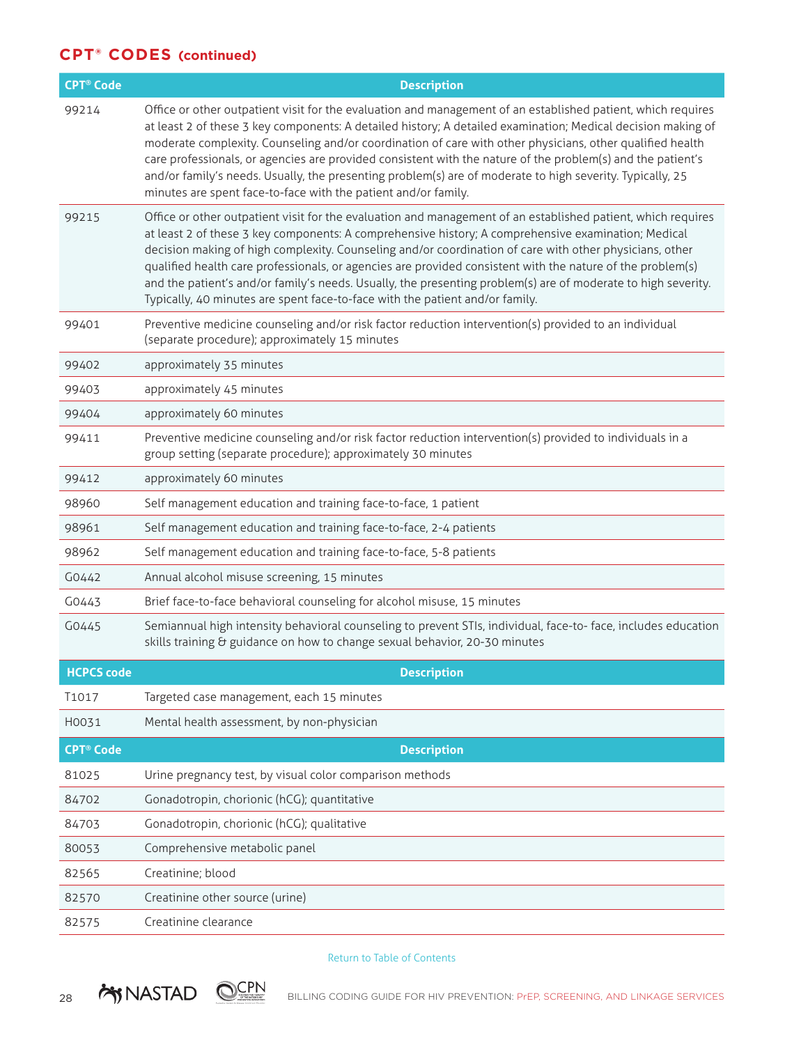## CPT® CODES (continued)

| CPT® Code | Description |
|---|---|
| 99214 | Office or other outpatient visit for the evaluation and management of an established patient, which requires at least 2 of these 3 key components: A detailed history; A detailed examination; Medical decision making of moderate complexity. Counseling and/or coordination of care with other physicians, other qualified health care professionals, or agencies are provided consistent with the nature of the problem(s) and the patient's and/or family's needs. Usually, the presenting problem(s) are of moderate to high severity. Typically, 25 minutes are spent face-to-face with the patient and/or family. |
| 99215 | Office or other outpatient visit for the evaluation and management of an established patient, which requires at least 2 of these 3 key components: A comprehensive history; A comprehensive examination; Medical decision making of high complexity. Counseling and/or coordination of care with other physicians, other qualified health care professionals, or agencies are provided consistent with the nature of the problem(s) and the patient's and/or family's needs. Usually, the presenting problem(s) are of moderate to high severity. Typically, 40 minutes are spent face-to-face with the patient and/or family. |
| 99401 | Preventive medicine counseling and/or risk factor reduction intervention(s) provided to an individual (separate procedure); approximately 15 minutes |
| 99402 | approximately 35 minutes |
| 99403 | approximately 45 minutes |
| 99404 | approximately 60 minutes |
| 99411 | Preventive medicine counseling and/or risk factor reduction intervention(s) provided to individuals in a group setting (separate procedure); approximately 30 minutes |
| 99412 | approximately 60 minutes |
| 98960 | Self management education and training face-to-face, 1 patient |
| 98961 | Self management education and training face-to-face, 2-4 patients |
| 98962 | Self management education and training face-to-face, 5-8 patients |
| G0442 | Annual alcohol misuse screening, 15 minutes |
| G0443 | Brief face-to-face behavioral counseling for alcohol misuse, 15 minutes |
| G0445 | Semiannual high intensity behavioral counseling to prevent STIs, individual, face-to- face, includes education skills training & guidance on how to change sexual behavior, 20-30 minutes |

| HCPCS code | Description |
|---|---|
| T1017 | Targeted case management, each 15 minutes |
| H0031 | Mental health assessment, by non-physician |

| CPT® Code | Description |
|---|---|
| 81025 | Urine pregnancy test, by visual color comparison methods |
| 84702 | Gonadotropin, chorionic (hCG); quantitative |
| 84703 | Gonadotropin, chorionic (hCG); qualitative |
| 80053 | Comprehensive metabolic panel |
| 82565 | Creatinine; blood |
| 82570 | Creatinine other source (urine) |
| 82575 | Creatinine clearance |

Return to Table of Contents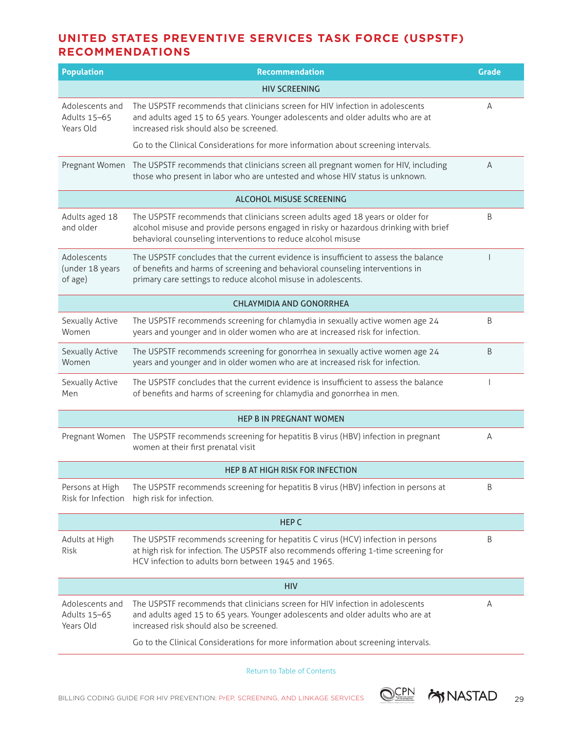## UNITED STATES PREVENTIVE SERVICES TASK FORCE (USPSTF) RECOMMENDATIONS

| Population | Recommendation | Grade |
|---|---|---|
| | **HIV SCREENING** | |
| Adolescents and Adults 15–65 Years Old | The USPSTF recommends that clinicians screen for HIV infection in adolescents and adults aged 15 to 65 years. Younger adolescents and older adults who are at increased risk should also be screened. Go to the Clinical Considerations for more information about screening intervals. | A |
| Pregnant Women | The USPSTF recommends that clinicians screen all pregnant women for HIV, including those who present in labor who are untested and whose HIV status is unknown. | A |
| | **ALCOHOL MISUSE SCREENING** | |
| Adults aged 18 and older | The USPSTF recommends that clinicians screen adults aged 18 years or older for alcohol misuse and provide persons engaged in risky or hazardous drinking with brief behavioral counseling interventions to reduce alcohol misuse | B |
| Adolescents (under 18 years of age) | The USPSTF concludes that the current evidence is insufficient to assess the balance of benefits and harms of screening and behavioral counseling interventions in primary care settings to reduce alcohol misuse in adolescents. | I |
| | **CHLAYMIDIA AND GONORRHEA** | |
| Sexually Active Women | The USPSTF recommends screening for chlamydia in sexually active women age 24 years and younger and in older women who are at increased risk for infection. | B |
| Sexually Active Women | The USPSTF recommends screening for gonorrhea in sexually active women age 24 years and younger and in older women who are at increased risk for infection. | B |
| Sexually Active Men | The USPSTF concludes that the current evidence is insufficient to assess the balance of benefits and harms of screening for chlamydia and gonorrhea in men. | I |
| | **HEP B IN PREGNANT WOMEN** | |
| Pregnant Women | The USPSTF recommends screening for hepatitis B virus (HBV) infection in pregnant women at their first prenatal visit | A |
| | **HEP B AT HIGH RISK FOR INFECTION** | |
| Persons at High Risk for Infection | The USPSTF recommends screening for hepatitis B virus (HBV) infection in persons at high risk for infection. | B |
| | **HEP C** | |
| Adults at High Risk | The USPSTF recommends screening for hepatitis C virus (HCV) infection in persons at high risk for infection. The USPSTF also recommends offering 1-time screening for HCV infection to adults born between 1945 and 1965. | B |
| | **HIV** | |
| Adolescents and Adults 15–65 Years Old | The USPSTF recommends that clinicians screen for HIV infection in adolescents and adults aged 15 to 65 years. Younger adolescents and older adults who are at increased risk should also be screened. Go to the Clinical Considerations for more information about screening intervals. | A |

Return to Table of Contents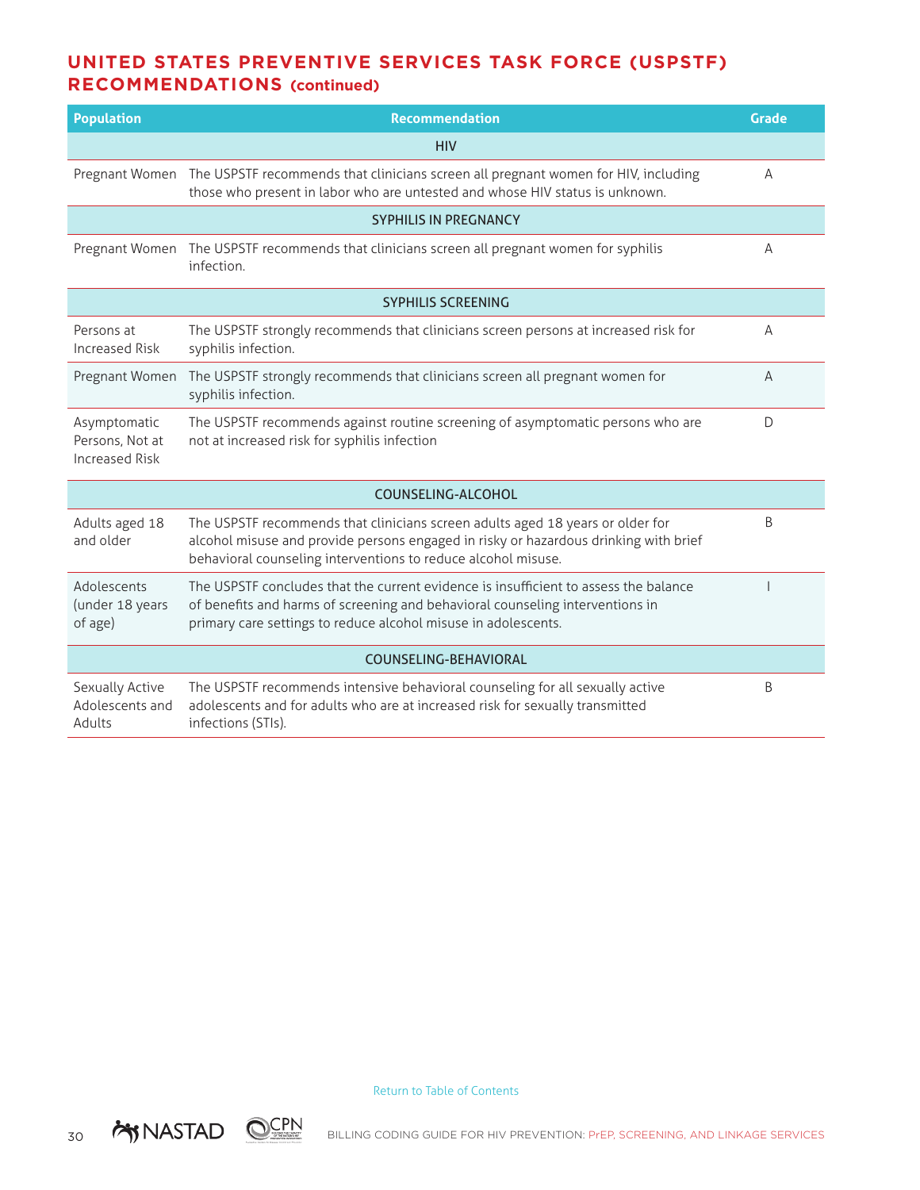## UNITED STATES PREVENTIVE SERVICES TASK FORCE (USPSTF) RECOMMENDATIONS (continued)

| Population | Recommendation | Grade |
|---|---|---|
| | **HIV** | |
| Pregnant Women | The USPSTF recommends that clinicians screen all pregnant women for HIV, including those who present in labor who are untested and whose HIV status is unknown. | A |
| | **SYPHILIS IN PREGNANCY** | |
| Pregnant Women | The USPSTF recommends that clinicians screen all pregnant women for syphilis infection. | A |
| | **SYPHILIS SCREENING** | |
| Persons at Increased Risk | The USPSTF strongly recommends that clinicians screen persons at increased risk for syphilis infection. | A |
| Pregnant Women | The USPSTF strongly recommends that clinicians screen all pregnant women for syphilis infection. | A |
| Asymptomatic Persons, Not at Increased Risk | The USPSTF recommends against routine screening of asymptomatic persons who are not at increased risk for syphilis infection | D |
| | **COUNSELING-ALCOHOL** | |
| Adults aged 18 and older | The USPSTF recommends that clinicians screen adults aged 18 years or older for alcohol misuse and provide persons engaged in risky or hazardous drinking with brief behavioral counseling interventions to reduce alcohol misuse. | B |
| Adolescents (under 18 years of age) | The USPSTF concludes that the current evidence is insufficient to assess the balance of benefits and harms of screening and behavioral counseling interventions in primary care settings to reduce alcohol misuse in adolescents. | I |
| | **COUNSELING-BEHAVIORAL** | |
| Sexually Active Adolescents and Adults | The USPSTF recommends intensive behavioral counseling for all sexually active adolescents and for adults who are at increased risk for sexually transmitted infections (STIs). | B |

Return to Table of Contents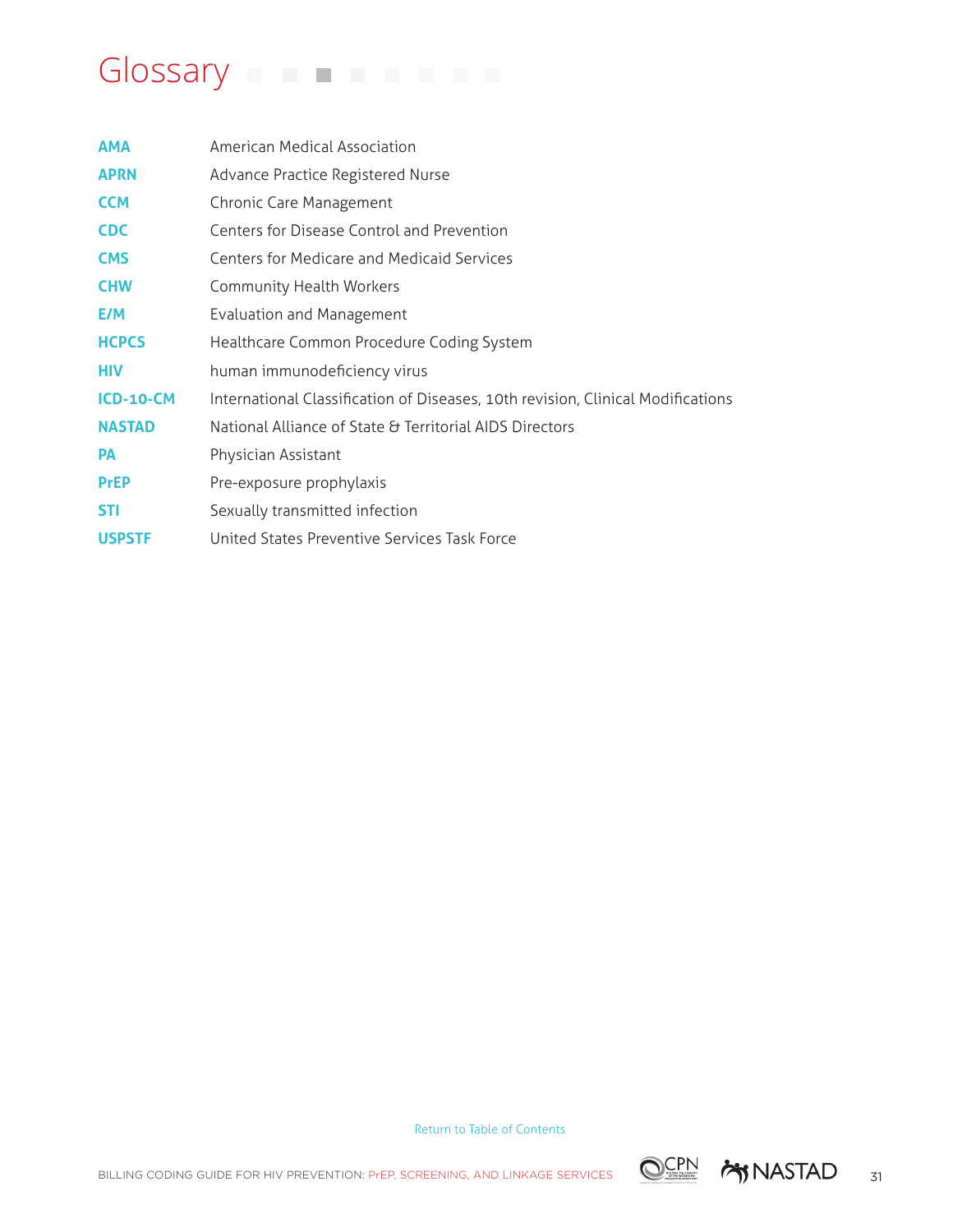# Glossary

| | |
|---|---|
| **AMA** | American Medical Association |
| **APRN** | Advance Practice Registered Nurse |
| **CCM** | Chronic Care Management |
| **CDC** | Centers for Disease Control and Prevention |
| **CMS** | Centers for Medicare and Medicaid Services |
| **CHW** | Community Health Workers |
| **E/M** | Evaluation and Management |
| **HCPCS** | Healthcare Common Procedure Coding System |
| **HIV** | human immunodeficiency virus |
| **ICD-10-CM** | International Classification of Diseases, 10th revision, Clinical Modifications |
| **NASTAD** | National Alliance of State & Territorial AIDS Directors |
| **PA** | Physician Assistant |
| **PrEP** | Pre-exposure prophylaxis |
| **STI** | Sexually transmitted infection |
| **USPSTF** | United States Preventive Services Task Force |

Return to Table of Contents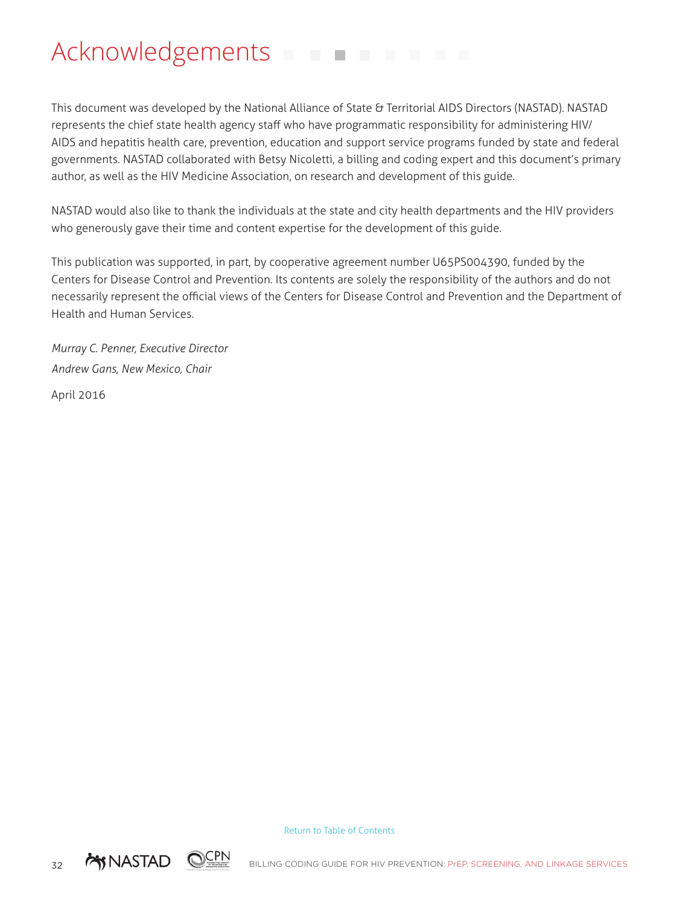# Acknowledgements

This document was developed by the National Alliance of State & Territorial AIDS Directors (NASTAD). NASTAD represents the chief state health agency staff who have programmatic responsibility for administering HIV/AIDS and hepatitis health care, prevention, education and support service programs funded by state and federal governments. NASTAD collaborated with Betsy Nicoletti, a billing and coding expert and this document's primary author, as well as the HIV Medicine Association, on research and development of this guide.

NASTAD would also like to thank the individuals at the state and city health departments and the HIV providers who generously gave their time and content expertise for the development of this guide.

This publication was supported, in part, by cooperative agreement number U65PS004390, funded by the Centers for Disease Control and Prevention. Its contents are solely the responsibility of the authors and do not necessarily represent the official views of the Centers for Disease Control and Prevention and the Department of Health and Human Services.

*Murray C. Penner, Executive Director*

*Andrew Gans, New Mexico, Chair*

April 2016

Return to Table of Contents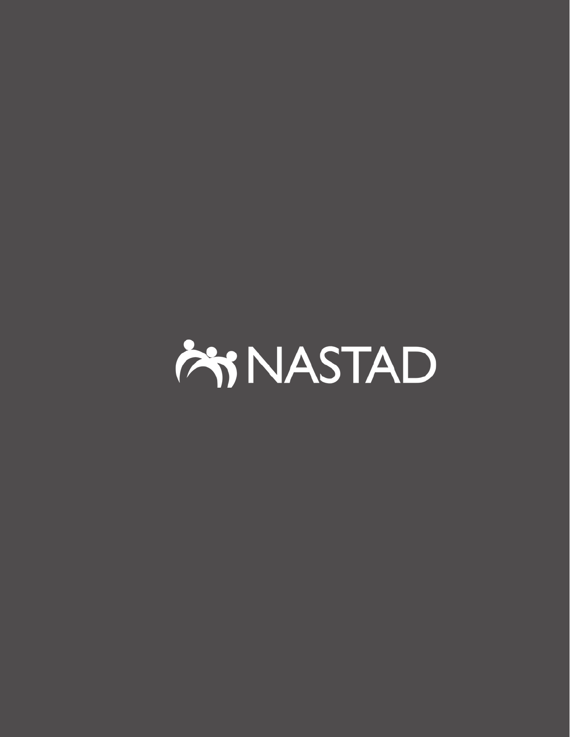NASTAD